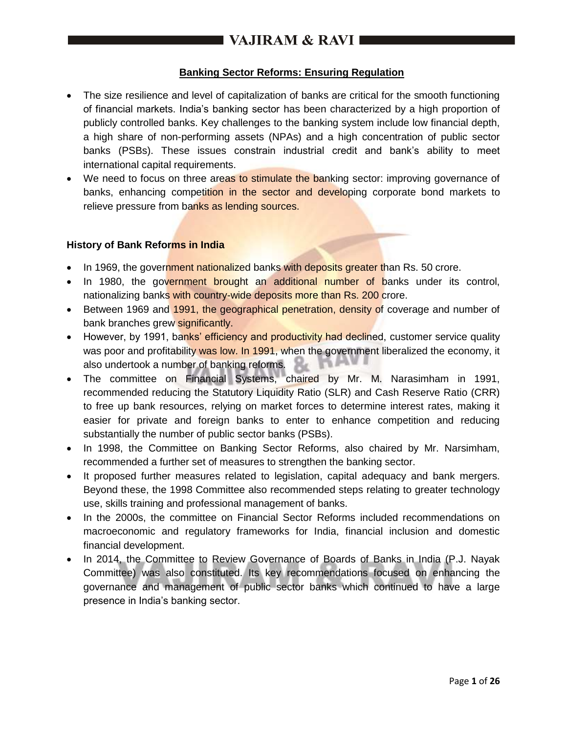## Banking Sector Reforms: Ensuring Regulation

- The size resilience and level of capitalization of banks are critical for the smooth functioning of financial markets. India's banking sector has been characterized by a high proportion of publicly controlled banks. Key challenges to the banking system include low financial depth, a high share of non-performing assets (NPAs) and a high concentration of public sector banks (PSBs). These issues constrain industrial credit and bank's ability to meet international capital requirements.
- We need to focus on three areas to stimulate the banking sector: improving governance of banks, enhancing competition in the sector and developing corporate bond markets to relieve pressure from banks as lending sources.

### History of Bank Reforms in India

- In 1969, the government nationalized banks with deposits greater than Rs. 50 crore.
- In 1980, the government brought an additional number of banks under its control, nationalizing banks with country-wide deposits more than Rs. 200 crore.
- Between 1969 and 1991, the geographical penetration, density of coverage and number of bank branches grew significantly.
- However, by 1991, banks' efficiency and productivity had declined, customer service quality was poor and profitability was low. In 1991, when the government liberalized the economy, it also undertook a number of banking reforms.
- The committee on Financial Systems, chaired by Mr. M. Narasimham in 1991, recommended reducing the Statutory Liquidity Ratio (SLR) and Cash Reserve Ratio (CRR) to free up bank resources, relying on market forces to determine interest rates, making it easier for private and foreign banks to enter to enhance competition and reducing substantially the number of public sector banks (PSBs).
- In 1998, the Committee on Banking Sector Reforms, also chaired by Mr. Narsimham, recommended a further set of measures to strengthen the banking sector.
- It proposed further measures related to legislation, capital adequacy and bank mergers. Beyond these, the 1998 Committee also recommended steps relating to greater technology use, skills training and professional management of banks.
- In the 2000s, the committee on Financial Sector Reforms included recommendations on macroeconomic and regulatory frameworks for India, financial inclusion and domestic financial development.
- In 2014, the Committee to Review Governance of Boards of Banks in India (P.J. Nayak Committee) was also constituted. Its key recommendations focused on enhancing the governance and management of public sector banks which continued to have a large presence in India's banking sector.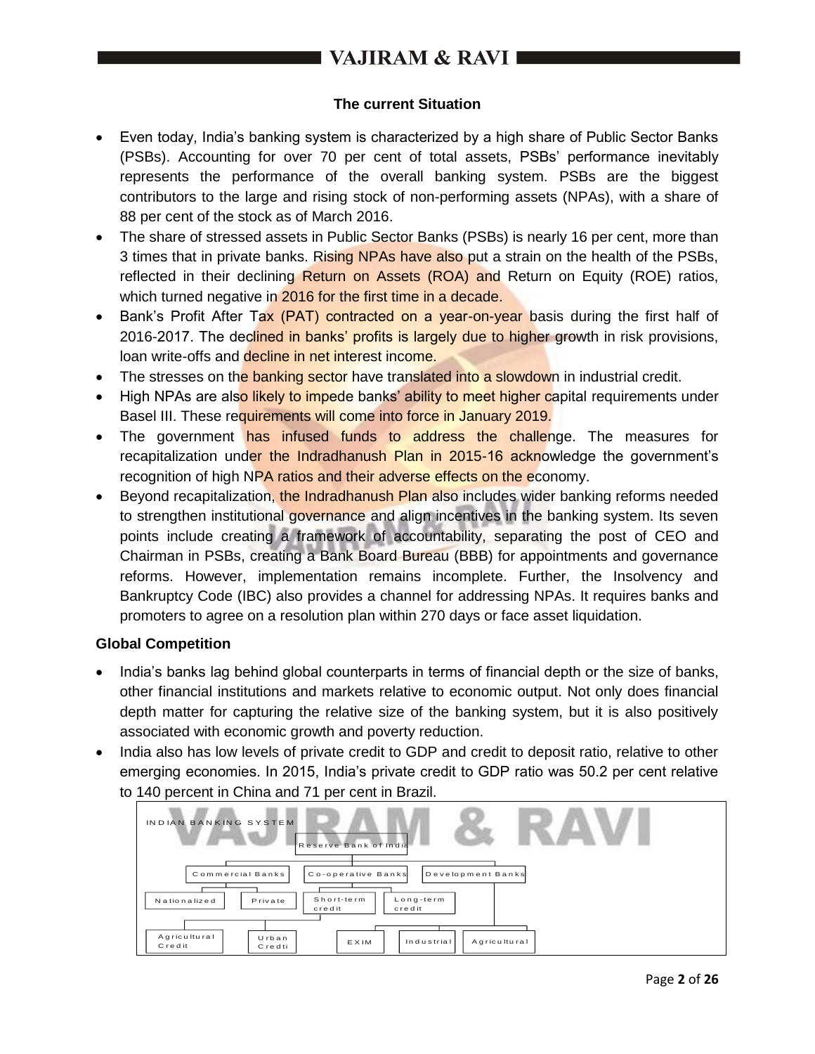### The current Situation

- Even today, India's banking system is characterized by a high share of Public Sector Banks (PSBs). Accounting for over 70 per cent of total assets, PSBs' performance inevitably represents the performance of the overall banking system. PSBs are the biggest contributors to the large and rising stock of non-performing assets (NPAs), with a share of 88 per cent of the stock as of March 2016.
- The share of stressed assets in Public Sector Banks (PSBs) is nearly 16 per cent, more than 3 times that in private banks. Rising NPAs have also put a strain on the health of the PSBs, reflected in their declining Return on Assets (ROA) and Return on Equity (ROE) ratios, which turned negative in 2016 for the first time in a decade.
- Bank's Profit After Tax (PAT) contracted on a year-on-year basis during the first half of 2016-2017. The declined in banks' profits is largely due to higher growth in risk provisions, loan write-offs and decline in net interest income.
- The stresses on the banking sector have translated into a slowdown in industrial credit.
- High NPAs are also likely to impede banks' ability to meet higher capital requirements under Basel III. These requirements will come into force in January 2019.
- The government has infused funds to address the challenge. The measures for recapitalization under the Indradhanush Plan in 2015-16 acknowledge the government's recognition of high NPA ratios and their adverse effects on the economy.
- Beyond recapitalization, the Indradhanush Plan also includes wider banking reforms needed to strengthen institutional governance and align incentives in the banking system. Its seven points include creating a framework of accountability, separating the post of CEO and Chairman in PSBs, creating a Bank Board Bureau (BBB) for appointments and governance reforms. However, implementation remains incomplete. Further, the Insolvency and Bankruptcy Code (IBC) also provides a channel for addressing NPAs. It requires banks and promoters to agree on a resolution plan within 270 days or face asset liquidation.

### Global Competition

- India's banks lag behind global counterparts in terms of financial depth or the size of banks, other financial institutions and markets relative to economic output. Not only does financial depth matter for capturing the relative size of the banking system, but it is also positively associated with economic growth and poverty reduction.
- India also has low levels of private credit to GDP and credit to deposit ratio, relative to other emerging economies. In 2015, India's private credit to GDP ratio was 50.2 per cent relative to 140 percent in China and 71 per cent in Brazil.

INDIAN BANKING SYSTEM

- Reserve Bank of India
  - Commercial Banks
    - Nationalized
    - Private
  - Co-operative Banks
    - Short-term credit
      - Agricultural Credit
      - Urban Credti
    - Long-term credit
  - Development Banks
    - EXIM
    - Industrial
    - Agricultural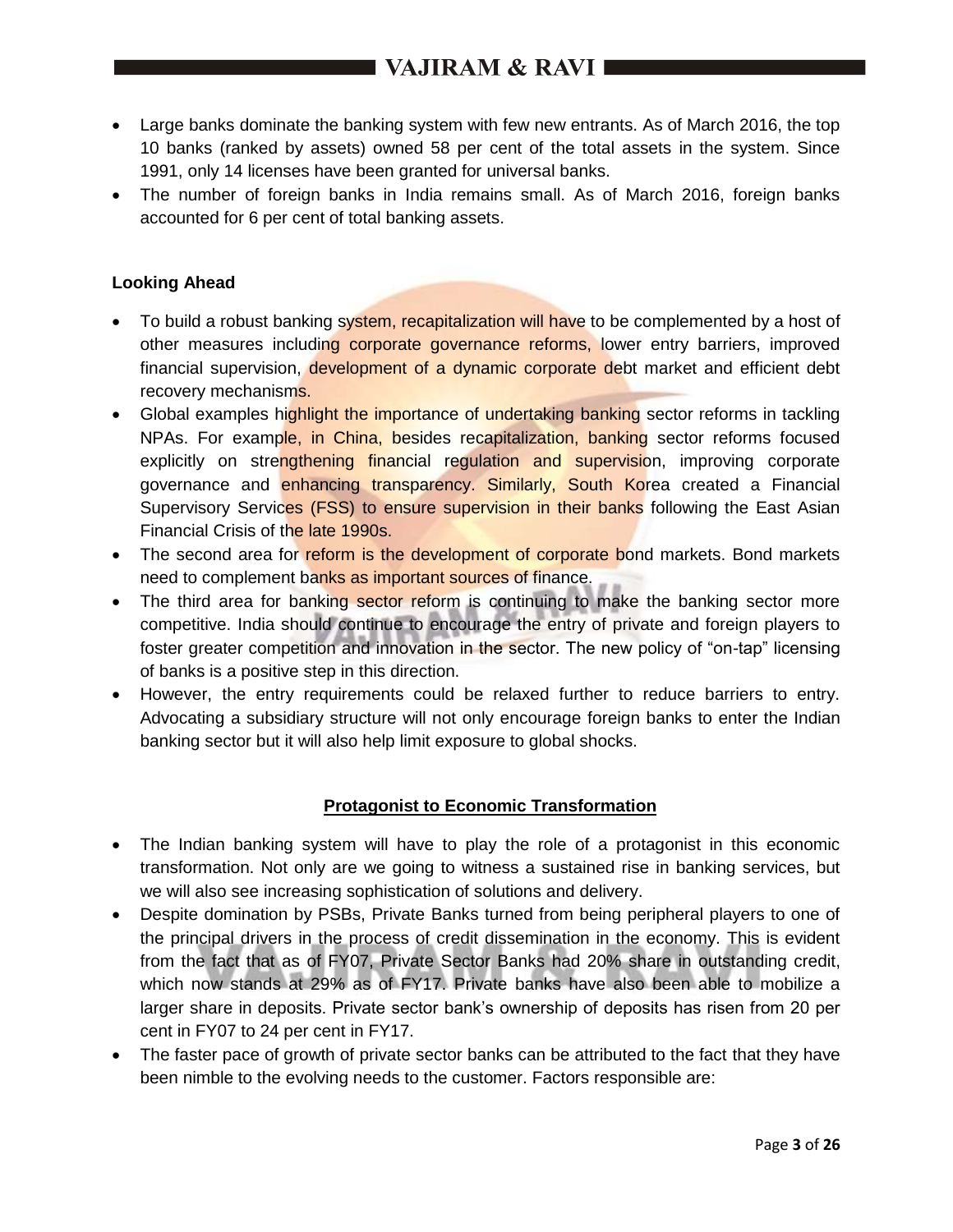- Large banks dominate the banking system with few new entrants. As of March 2016, the top 10 banks (ranked by assets) owned 58 per cent of the total assets in the system. Since 1991, only 14 licenses have been granted for universal banks.
- The number of foreign banks in India remains small. As of March 2016, foreign banks accounted for 6 per cent of total banking assets.

**Looking Ahead**

- To build a robust banking system, recapitalization will have to be complemented by a host of other measures including corporate governance reforms, lower entry barriers, improved financial supervision, development of a dynamic corporate debt market and efficient debt recovery mechanisms.
- Global examples highlight the importance of undertaking banking sector reforms in tackling NPAs. For example, in China, besides recapitalization, banking sector reforms focused explicitly on strengthening financial regulation and supervision, improving corporate governance and enhancing transparency. Similarly, South Korea created a Financial Supervisory Services (FSS) to ensure supervision in their banks following the East Asian Financial Crisis of the late 1990s.
- The second area for reform is the development of corporate bond markets. Bond markets need to complement banks as important sources of finance.
- The third area for banking sector reform is continuing to make the banking sector more competitive. India should continue to encourage the entry of private and foreign players to foster greater competition and innovation in the sector. The new policy of "on-tap" licensing of banks is a positive step in this direction.
- However, the entry requirements could be relaxed further to reduce barriers to entry. Advocating a subsidiary structure will not only encourage foreign banks to enter the Indian banking sector but it will also help limit exposure to global shocks.

## Protagonist to Economic Transformation

- The Indian banking system will have to play the role of a protagonist in this economic transformation. Not only are we going to witness a sustained rise in banking services, but we will also see increasing sophistication of solutions and delivery.
- Despite domination by PSBs, Private Banks turned from being peripheral players to one of the principal drivers in the process of credit dissemination in the economy. This is evident from the fact that as of FY07, Private Sector Banks had 20% share in outstanding credit, which now stands at 29% as of FY17. Private banks have also been able to mobilize a larger share in deposits. Private sector bank's ownership of deposits has risen from 20 per cent in FY07 to 24 per cent in FY17.
- The faster pace of growth of private sector banks can be attributed to the fact that they have been nimble to the evolving needs to the customer. Factors responsible are: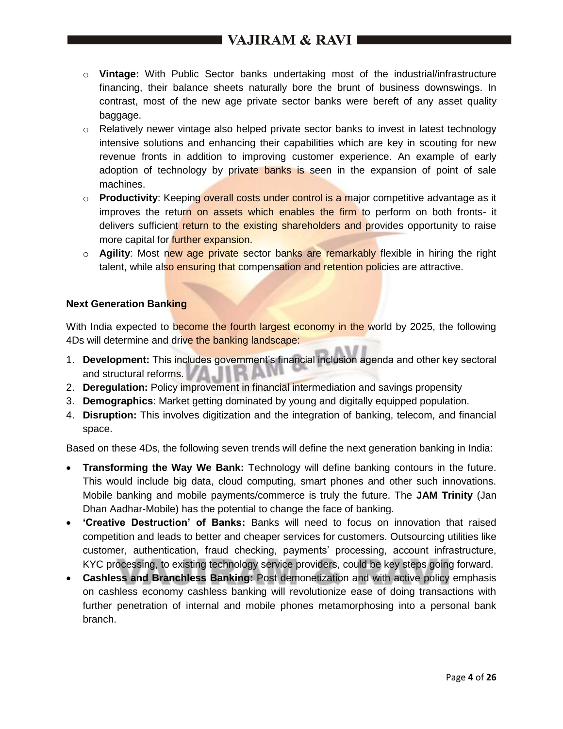- **Vintage:** With Public Sector banks undertaking most of the industrial/infrastructure financing, their balance sheets naturally bore the brunt of business downswings. In contrast, most of the new age private sector banks were bereft of any asset quality baggage.
- Relatively newer vintage also helped private sector banks to invest in latest technology intensive solutions and enhancing their capabilities which are key in scouting for new revenue fronts in addition to improving customer experience. An example of early adoption of technology by private banks is seen in the expansion of point of sale machines.
- **Productivity**: Keeping overall costs under control is a major competitive advantage as it improves the return on assets which enables the firm to perform on both fronts- it delivers sufficient return to the existing shareholders and provides opportunity to raise more capital for further expansion.
- **Agility**: Most new age private sector banks are remarkably flexible in hiring the right talent, while also ensuring that compensation and retention policies are attractive.

**Next Generation Banking**

With India expected to become the fourth largest economy in the world by 2025, the following 4Ds will determine and drive the banking landscape:

1. **Development:** This includes government's financial inclusion agenda and other key sectoral and structural reforms.
2. **Deregulation:** Policy improvement in financial intermediation and savings propensity
3. **Demographics**: Market getting dominated by young and digitally equipped population.
4. **Disruption:** This involves digitization and the integration of banking, telecom, and financial space.

Based on these 4Ds, the following seven trends will define the next generation banking in India:

- **Transforming the Way We Bank:** Technology will define banking contours in the future. This would include big data, cloud computing, smart phones and other such innovations. Mobile banking and mobile payments/commerce is truly the future. The **JAM Trinity** (Jan Dhan Aadhar-Mobile) has the potential to change the face of banking.
- **'Creative Destruction' of Banks:** Banks will need to focus on innovation that raised competition and leads to better and cheaper services for customers. Outsourcing utilities like customer, authentication, fraud checking, payments' processing, account infrastructure, KYC processing, to existing technology service providers, could be key steps going forward.
- **Cashless and Branchless Banking:** Post demonetization and with active policy emphasis on cashless economy cashless banking will revolutionize ease of doing transactions with further penetration of internal and mobile phones metamorphosing into a personal bank branch.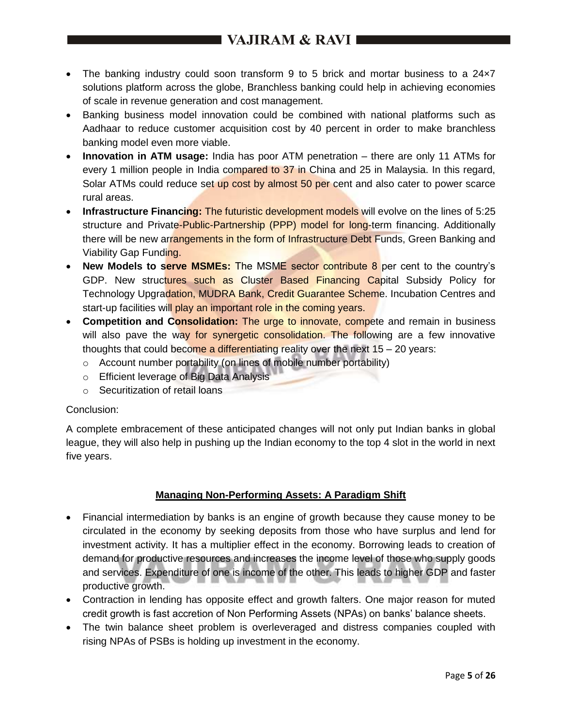- The banking industry could soon transform 9 to 5 brick and mortar business to a 24×7 solutions platform across the globe, Branchless banking could help in achieving economies of scale in revenue generation and cost management.
- Banking business model innovation could be combined with national platforms such as Aadhaar to reduce customer acquisition cost by 40 percent in order to make branchless banking model even more viable.
- **Innovation in ATM usage:** India has poor ATM penetration – there are only 11 ATMs for every 1 million people in India compared to 37 in China and 25 in Malaysia. In this regard, Solar ATMs could reduce set up cost by almost 50 per cent and also cater to power scarce rural areas.
- **Infrastructure Financing:** The futuristic development models will evolve on the lines of 5:25 structure and Private-Public-Partnership (PPP) model for long-term financing. Additionally there will be new arrangements in the form of Infrastructure Debt Funds, Green Banking and Viability Gap Funding.
- **New Models to serve MSMEs:** The MSME sector contribute 8 per cent to the country's GDP. New structures such as Cluster Based Financing Capital Subsidy Policy for Technology Upgradation, MUDRA Bank, Credit Guarantee Scheme. Incubation Centres and start-up facilities will play an important role in the coming years.
- **Competition and Consolidation:** The urge to innovate, compete and remain in business will also pave the way for synergetic consolidation. The following are a few innovative thoughts that could become a differentiating reality over the next 15 – 20 years:
  - Account number portability (on lines of mobile number portability)
  - Efficient leverage of Big Data Analysis
  - Securitization of retail loans

Conclusion:

A complete embracement of these anticipated changes will not only put Indian banks in global league, they will also help in pushing up the Indian economy to the top 4 slot in the world in next five years.

## Managing Non-Performing Assets: A Paradigm Shift

- Financial intermediation by banks is an engine of growth because they cause money to be circulated in the economy by seeking deposits from those who have surplus and lend for investment activity. It has a multiplier effect in the economy. Borrowing leads to creation of demand for productive resources and increases the income level of those who supply goods and services. Expenditure of one is income of the other. This leads to higher GDP and faster productive growth.
- Contraction in lending has opposite effect and growth falters. One major reason for muted credit growth is fast accretion of Non Performing Assets (NPAs) on banks' balance sheets.
- The twin balance sheet problem is overleveraged and distress companies coupled with rising NPAs of PSBs is holding up investment in the economy.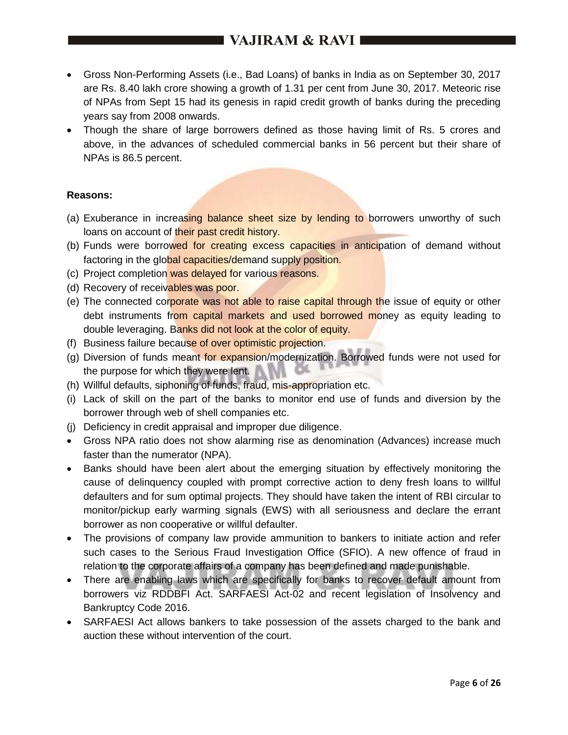- Gross Non-Performing Assets (i.e., Bad Loans) of banks in India as on September 30, 2017 are Rs. 8.40 lakh crore showing a growth of 1.31 per cent from June 30, 2017. Meteoric rise of NPAs from Sept 15 had its genesis in rapid credit growth of banks during the preceding years say from 2008 onwards.
- Though the share of large borrowers defined as those having limit of Rs. 5 crores and above, in the advances of scheduled commercial banks in 56 percent but their share of NPAs is 86.5 percent.

**Reasons:**

(a) Exuberance in increasing balance sheet size by lending to borrowers unworthy of such loans on account of their past credit history.
(b) Funds were borrowed for creating excess capacities in anticipation of demand without factoring in the global capacities/demand supply position.
(c) Project completion was delayed for various reasons.
(d) Recovery of receivables was poor.
(e) The connected corporate was not able to raise capital through the issue of equity or other debt instruments from capital markets and used borrowed money as equity leading to double leveraging. Banks did not look at the color of equity.
(f) Business failure because of over optimistic projection.
(g) Diversion of funds meant for expansion/modernization. Borrowed funds were not used for the purpose for which they were lent.
(h) Willful defaults, siphoning of funds, fraud, mis-appropriation etc.
(i) Lack of skill on the part of the banks to monitor end use of funds and diversion by the borrower through web of shell companies etc.
(j) Deficiency in credit appraisal and improper due diligence.

- Gross NPA ratio does not show alarming rise as denomination (Advances) increase much faster than the numerator (NPA).
- Banks should have been alert about the emerging situation by effectively monitoring the cause of delinquency coupled with prompt corrective action to deny fresh loans to willful defaulters and for sum optimal projects. They should have taken the intent of RBI circular to monitor/pickup early warming signals (EWS) with all seriousness and declare the errant borrower as non cooperative or willful defaulter.
- The provisions of company law provide ammunition to bankers to initiate action and refer such cases to the Serious Fraud Investigation Office (SFIO). A new offence of fraud in relation to the corporate affairs of a company has been defined and made punishable.
- There are enabling laws which are specifically for banks to recover default amount from borrowers viz RDDBFI Act. SARFAESI Act-02 and recent legislation of Insolvency and Bankruptcy Code 2016.
- SARFAESI Act allows bankers to take possession of the assets charged to the bank and auction these without intervention of the court.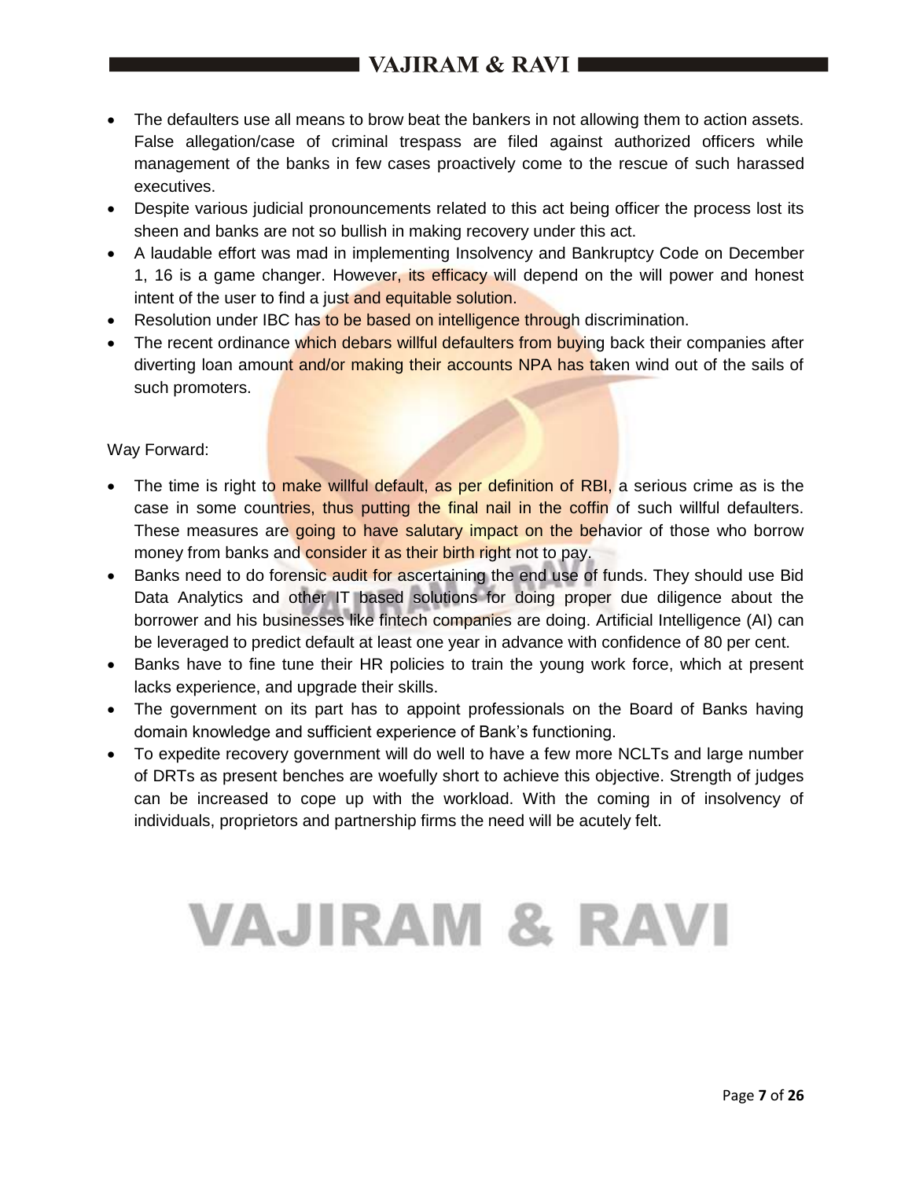- The defaulters use all means to brow beat the bankers in not allowing them to action assets. False allegation/case of criminal trespass are filed against authorized officers while management of the banks in few cases proactively come to the rescue of such harassed executives.
- Despite various judicial pronouncements related to this act being officer the process lost its sheen and banks are not so bullish in making recovery under this act.
- A laudable effort was mad in implementing Insolvency and Bankruptcy Code on December 1, 16 is a game changer. However, its efficacy will depend on the will power and honest intent of the user to find a just and equitable solution.
- Resolution under IBC has to be based on intelligence through discrimination.
- The recent ordinance which debars willful defaulters from buying back their companies after diverting loan amount and/or making their accounts NPA has taken wind out of the sails of such promoters.

Way Forward:

- The time is right to make willful default, as per definition of RBI, a serious crime as is the case in some countries, thus putting the final nail in the coffin of such willful defaulters. These measures are going to have salutary impact on the behavior of those who borrow money from banks and consider it as their birth right not to pay.
- Banks need to do forensic audit for ascertaining the end use of funds. They should use Bid Data Analytics and other IT based solutions for doing proper due diligence about the borrower and his businesses like fintech companies are doing. Artificial Intelligence (AI) can be leveraged to predict default at least one year in advance with confidence of 80 per cent.
- Banks have to fine tune their HR policies to train the young work force, which at present lacks experience, and upgrade their skills.
- The government on its part has to appoint professionals on the Board of Banks having domain knowledge and sufficient experience of Bank's functioning.
- To expedite recovery government will do well to have a few more NCLTs and large number of DRTs as present benches are woefully short to achieve this objective. Strength of judges can be increased to cope up with the workload. With the coming in of insolvency of individuals, proprietors and partnership firms the need will be acutely felt.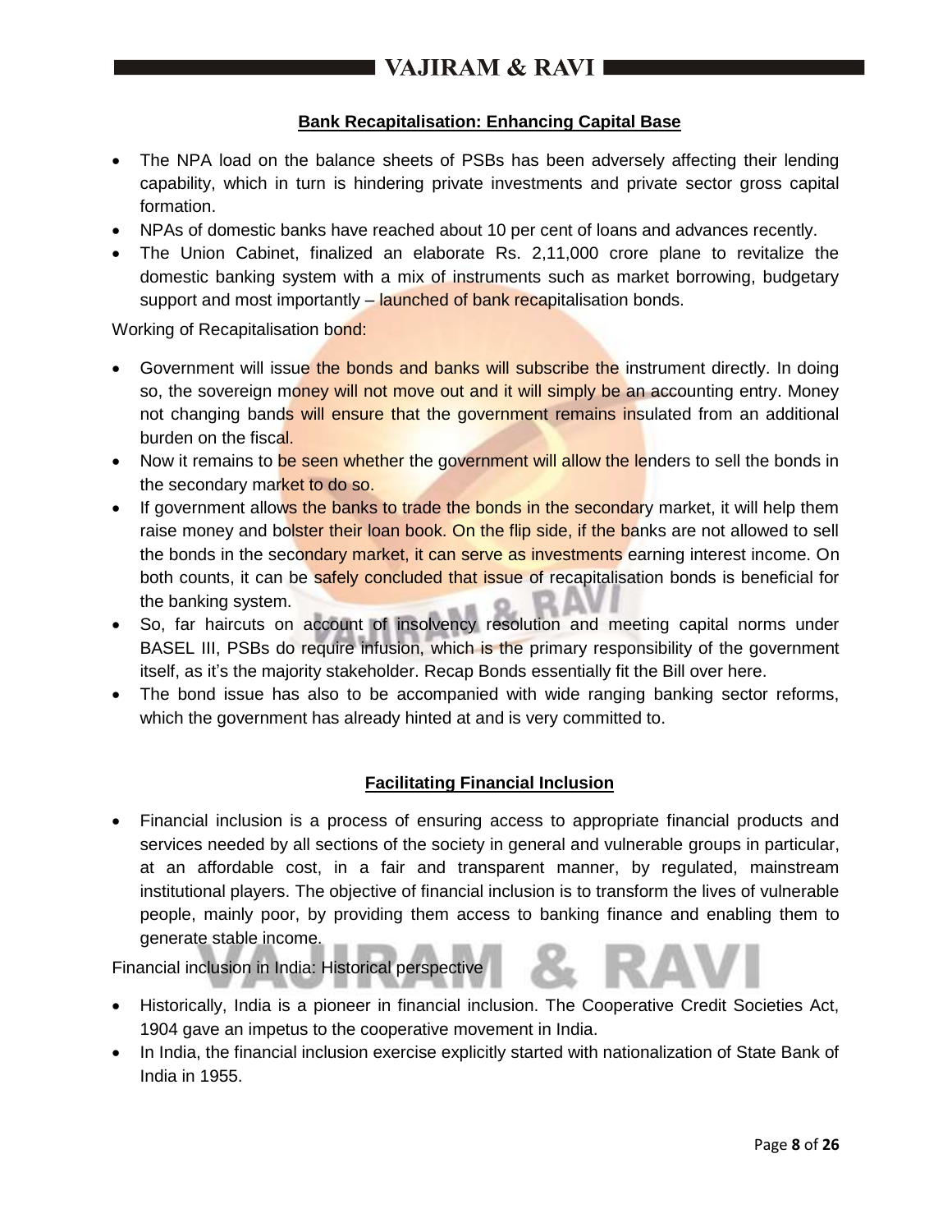## Bank Recapitalisation: Enhancing Capital Base

- The NPA load on the balance sheets of PSBs has been adversely affecting their lending capability, which in turn is hindering private investments and private sector gross capital formation.
- NPAs of domestic banks have reached about 10 per cent of loans and advances recently.
- The Union Cabinet, finalized an elaborate Rs. 2,11,000 crore plane to revitalize the domestic banking system with a mix of instruments such as market borrowing, budgetary support and most importantly – launched of bank recapitalisation bonds.

Working of Recapitalisation bond:

- Government will issue the bonds and banks will subscribe the instrument directly. In doing so, the sovereign money will not move out and it will simply be an accounting entry. Money not changing bands will ensure that the government remains insulated from an additional burden on the fiscal.
- Now it remains to be seen whether the government will allow the lenders to sell the bonds in the secondary market to do so.
- If government allows the banks to trade the bonds in the secondary market, it will help them raise money and bolster their loan book. On the flip side, if the banks are not allowed to sell the bonds in the secondary market, it can serve as investments earning interest income. On both counts, it can be safely concluded that issue of recapitalisation bonds is beneficial for the banking system.
- So, far haircuts on account of insolvency resolution and meeting capital norms under BASEL III, PSBs do require infusion, which is the primary responsibility of the government itself, as it's the majority stakeholder. Recap Bonds essentially fit the Bill over here.
- The bond issue has also to be accompanied with wide ranging banking sector reforms, which the government has already hinted at and is very committed to.

## Facilitating Financial Inclusion

- Financial inclusion is a process of ensuring access to appropriate financial products and services needed by all sections of the society in general and vulnerable groups in particular, at an affordable cost, in a fair and transparent manner, by regulated, mainstream institutional players. The objective of financial inclusion is to transform the lives of vulnerable people, mainly poor, by providing them access to banking finance and enabling them to generate stable income.

Financial inclusion in India: Historical perspective

- Historically, India is a pioneer in financial inclusion. The Cooperative Credit Societies Act, 1904 gave an impetus to the cooperative movement in India.
- In India, the financial inclusion exercise explicitly started with nationalization of State Bank of India in 1955.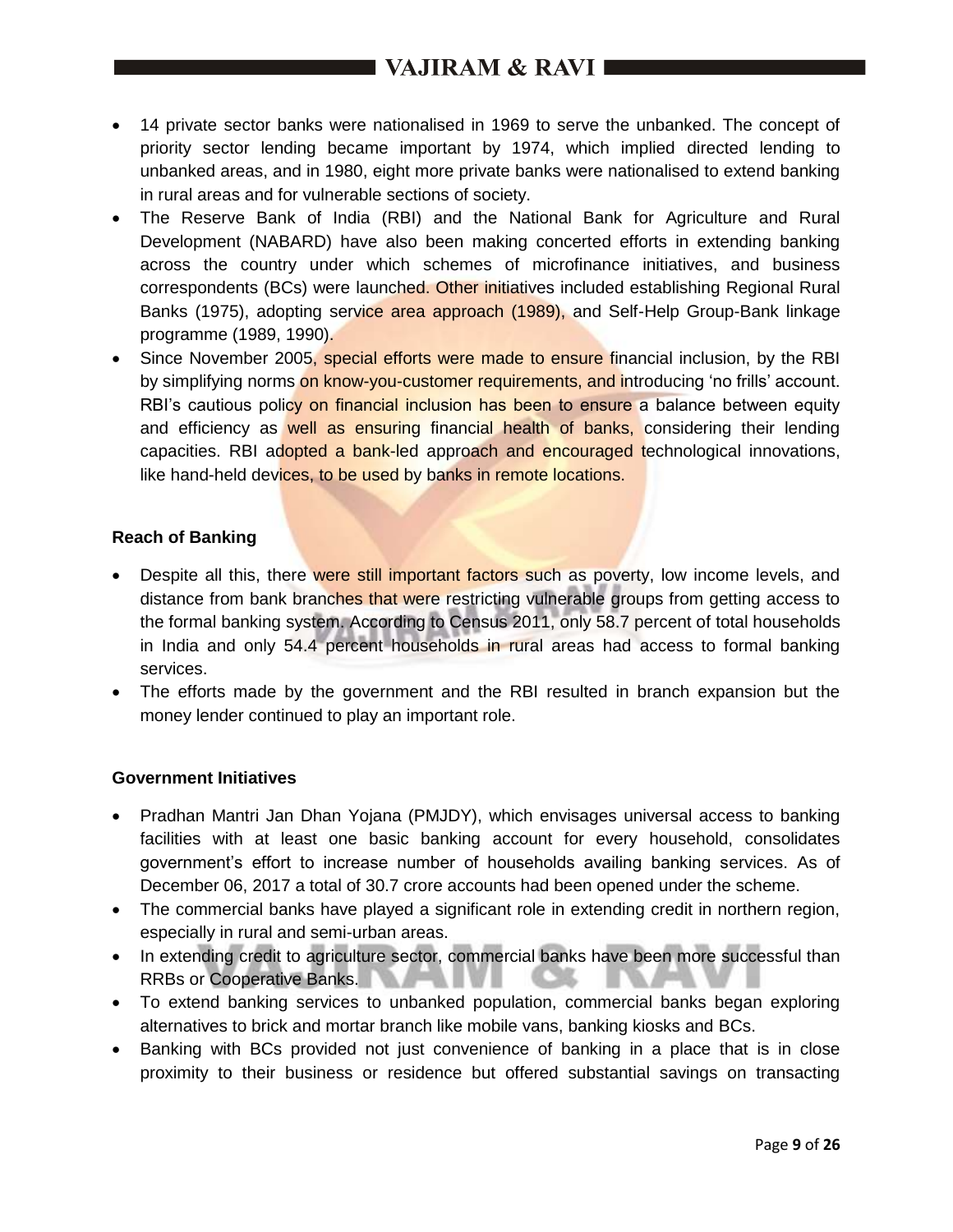- 14 private sector banks were nationalised in 1969 to serve the unbanked. The concept of priority sector lending became important by 1974, which implied directed lending to unbanked areas, and in 1980, eight more private banks were nationalised to extend banking in rural areas and for vulnerable sections of society.
- The Reserve Bank of India (RBI) and the National Bank for Agriculture and Rural Development (NABARD) have also been making concerted efforts in extending banking across the country under which schemes of microfinance initiatives, and business correspondents (BCs) were launched. Other initiatives included establishing Regional Rural Banks (1975), adopting service area approach (1989), and Self-Help Group-Bank linkage programme (1989, 1990).
- Since November 2005, special efforts were made to ensure financial inclusion, by the RBI by simplifying norms on know-you-customer requirements, and introducing 'no frills' account. RBI's cautious policy on financial inclusion has been to ensure a balance between equity and efficiency as well as ensuring financial health of banks, considering their lending capacities. RBI adopted a bank-led approach and encouraged technological innovations, like hand-held devices, to be used by banks in remote locations.

**Reach of Banking**

- Despite all this, there were still important factors such as poverty, low income levels, and distance from bank branches that were restricting vulnerable groups from getting access to the formal banking system. According to Census 2011, only 58.7 percent of total households in India and only 54.4 percent households in rural areas had access to formal banking services.
- The efforts made by the government and the RBI resulted in branch expansion but the money lender continued to play an important role.

**Government Initiatives**

- Pradhan Mantri Jan Dhan Yojana (PMJDY), which envisages universal access to banking facilities with at least one basic banking account for every household, consolidates government's effort to increase number of households availing banking services. As of December 06, 2017 a total of 30.7 crore accounts had been opened under the scheme.
- The commercial banks have played a significant role in extending credit in northern region, especially in rural and semi-urban areas.
- In extending credit to agriculture sector, commercial banks have been more successful than RRBs or Cooperative Banks.
- To extend banking services to unbanked population, commercial banks began exploring alternatives to brick and mortar branch like mobile vans, banking kiosks and BCs.
- Banking with BCs provided not just convenience of banking in a place that is in close proximity to their business or residence but offered substantial savings on transacting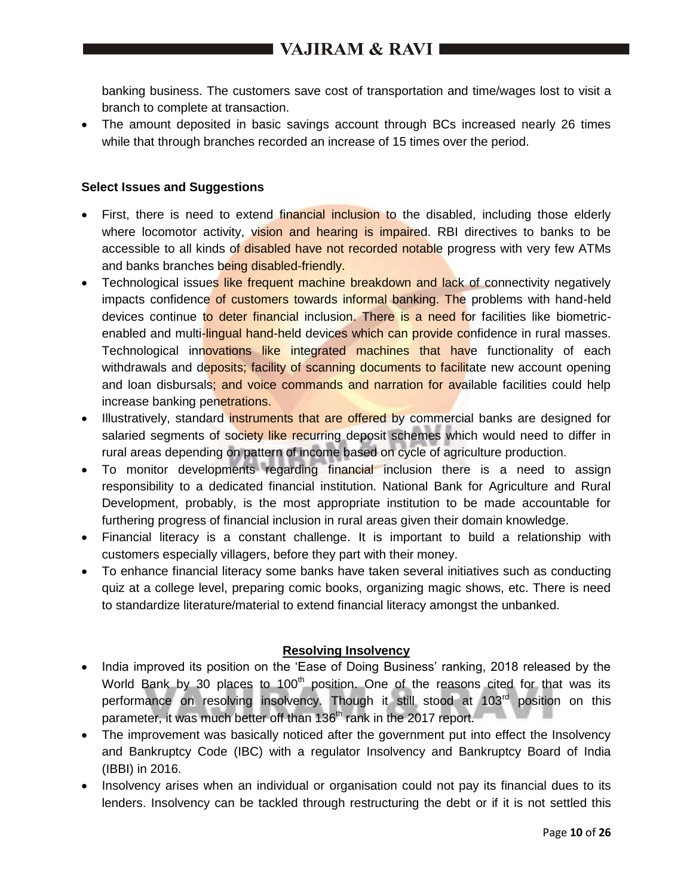banking business. The customers save cost of transportation and time/wages lost to visit a branch to complete at transaction.

- The amount deposited in basic savings account through BCs increased nearly 26 times while that through branches recorded an increase of 15 times over the period.

**Select Issues and Suggestions**

- First, there is need to extend financial inclusion to the disabled, including those elderly where locomotor activity, vision and hearing is impaired. RBI directives to banks to be accessible to all kinds of disabled have not recorded notable progress with very few ATMs and banks branches being disabled-friendly.
- Technological issues like frequent machine breakdown and lack of connectivity negatively impacts confidence of customers towards informal banking. The problems with hand-held devices continue to deter financial inclusion. There is a need for facilities like biometric-enabled and multi-lingual hand-held devices which can provide confidence in rural masses. Technological innovations like integrated machines that have functionality of each withdrawals and deposits; facility of scanning documents to facilitate new account opening and loan disbursals; and voice commands and narration for available facilities could help increase banking penetrations.
- Illustratively, standard instruments that are offered by commercial banks are designed for salaried segments of society like recurring deposit schemes which would need to differ in rural areas depending on pattern of income based on cycle of agriculture production.
- To monitor developments regarding financial inclusion there is a need to assign responsibility to a dedicated financial institution. National Bank for Agriculture and Rural Development, probably, is the most appropriate institution to be made accountable for furthering progress of financial inclusion in rural areas given their domain knowledge.
- Financial literacy is a constant challenge. It is important to build a relationship with customers especially villagers, before they part with their money.
- To enhance financial literacy some banks have taken several initiatives such as conducting quiz at a college level, preparing comic books, organizing magic shows, etc. There is need to standardize literature/material to extend financial literacy amongst the unbanked.

## Resolving Insolvency

- India improved its position on the 'Ease of Doing Business' ranking, 2018 released by the World Bank by 30 places to 100th position. One of the reasons cited for that was its performance on resolving insolvency. Though it still stood at 103rd position on this parameter, it was much better off than 136th rank in the 2017 report.
- The improvement was basically noticed after the government put into effect the Insolvency and Bankruptcy Code (IBC) with a regulator Insolvency and Bankruptcy Board of India (IBBI) in 2016.
- Insolvency arises when an individual or organisation could not pay its financial dues to its lenders. Insolvency can be tackled through restructuring the debt or if it is not settled this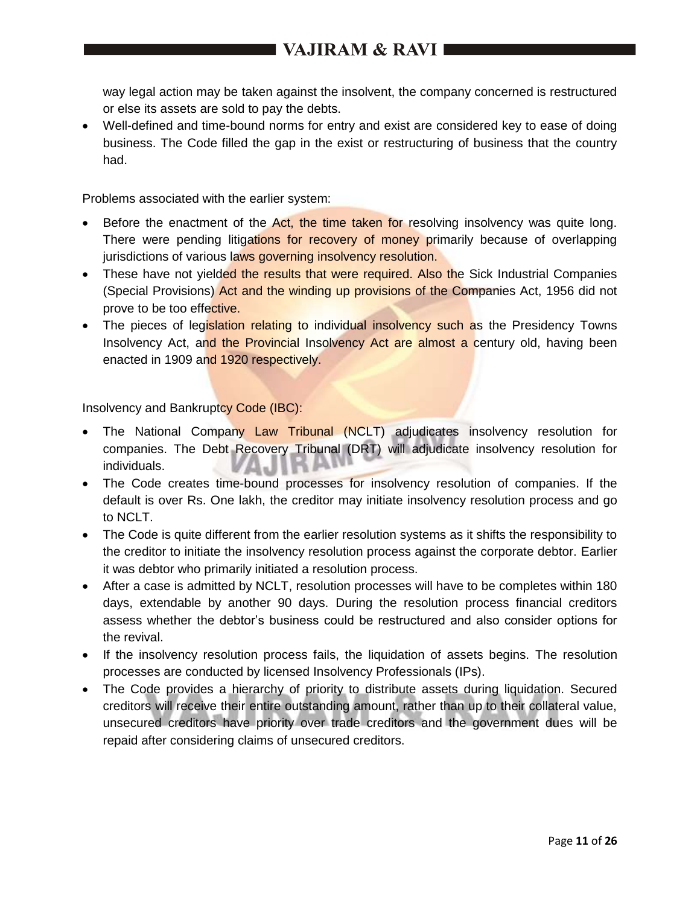way legal action may be taken against the insolvent, the company concerned is restructured or else its assets are sold to pay the debts.

- Well-defined and time-bound norms for entry and exist are considered key to ease of doing business. The Code filled the gap in the exist or restructuring of business that the country had.

Problems associated with the earlier system:

- Before the enactment of the Act, the time taken for resolving insolvency was quite long. There were pending litigations for recovery of money primarily because of overlapping jurisdictions of various laws governing insolvency resolution.
- These have not yielded the results that were required. Also the Sick Industrial Companies (Special Provisions) Act and the winding up provisions of the Companies Act, 1956 did not prove to be too effective.
- The pieces of legislation relating to individual insolvency such as the Presidency Towns Insolvency Act, and the Provincial Insolvency Act are almost a century old, having been enacted in 1909 and 1920 respectively.

Insolvency and Bankruptcy Code (IBC):

- The National Company Law Tribunal (NCLT) adjudicates insolvency resolution for companies. The Debt Recovery Tribunal (DRT) will adjudicate insolvency resolution for individuals.
- The Code creates time-bound processes for insolvency resolution of companies. If the default is over Rs. One lakh, the creditor may initiate insolvency resolution process and go to NCLT.
- The Code is quite different from the earlier resolution systems as it shifts the responsibility to the creditor to initiate the insolvency resolution process against the corporate debtor. Earlier it was debtor who primarily initiated a resolution process.
- After a case is admitted by NCLT, resolution processes will have to be completes within 180 days, extendable by another 90 days. During the resolution process financial creditors assess whether the debtor's business could be restructured and also consider options for the revival.
- If the insolvency resolution process fails, the liquidation of assets begins. The resolution processes are conducted by licensed Insolvency Professionals (IPs).
- The Code provides a hierarchy of priority to distribute assets during liquidation. Secured creditors will receive their entire outstanding amount, rather than up to their collateral value, unsecured creditors have priority over trade creditors and the government dues will be repaid after considering claims of unsecured creditors.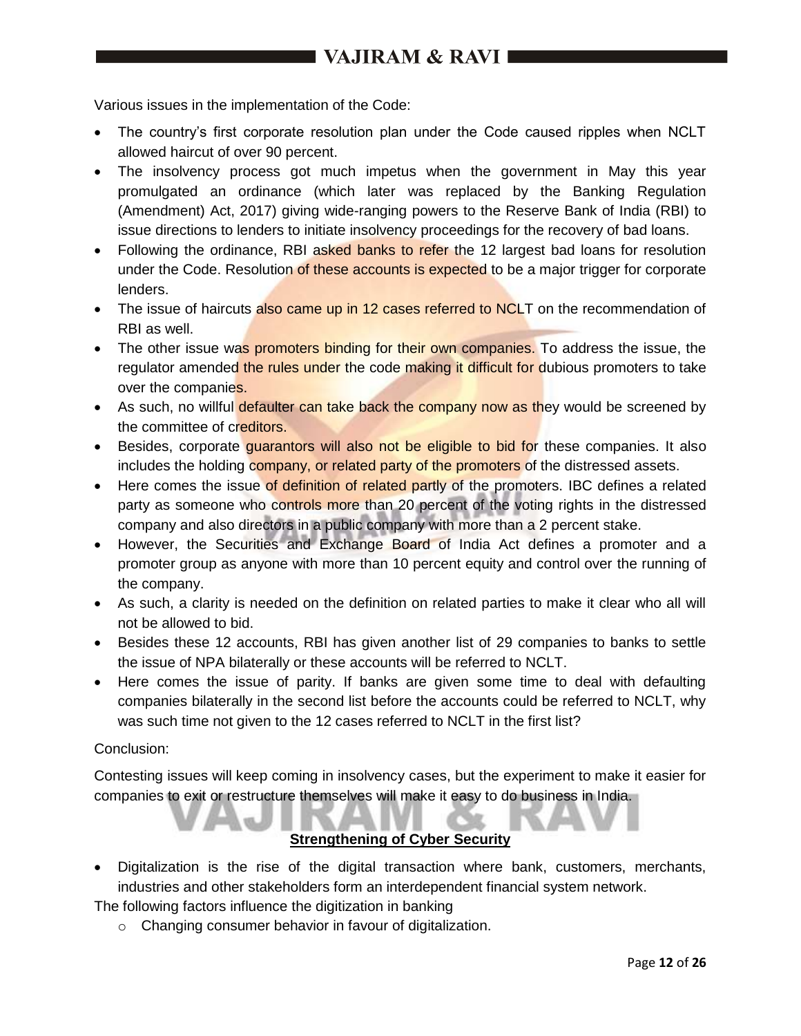Various issues in the implementation of the Code:

- The country's first corporate resolution plan under the Code caused ripples when NCLT allowed haircut of over 90 percent.
- The insolvency process got much impetus when the government in May this year promulgated an ordinance (which later was replaced by the Banking Regulation (Amendment) Act, 2017) giving wide-ranging powers to the Reserve Bank of India (RBI) to issue directions to lenders to initiate insolvency proceedings for the recovery of bad loans.
- Following the ordinance, RBI asked banks to refer the 12 largest bad loans for resolution under the Code. Resolution of these accounts is expected to be a major trigger for corporate lenders.
- The issue of haircuts also came up in 12 cases referred to NCLT on the recommendation of RBI as well.
- The other issue was promoters binding for their own companies. To address the issue, the regulator amended the rules under the code making it difficult for dubious promoters to take over the companies.
- As such, no willful defaulter can take back the company now as they would be screened by the committee of creditors.
- Besides, corporate guarantors will also not be eligible to bid for these companies. It also includes the holding company, or related party of the promoters of the distressed assets.
- Here comes the issue of definition of related partly of the promoters. IBC defines a related party as someone who controls more than 20 percent of the voting rights in the distressed company and also directors in a public company with more than a 2 percent stake.
- However, the Securities and Exchange Board of India Act defines a promoter and a promoter group as anyone with more than 10 percent equity and control over the running of the company.
- As such, a clarity is needed on the definition on related parties to make it clear who all will not be allowed to bid.
- Besides these 12 accounts, RBI has given another list of 29 companies to banks to settle the issue of NPA bilaterally or these accounts will be referred to NCLT.
- Here comes the issue of parity. If banks are given some time to deal with defaulting companies bilaterally in the second list before the accounts could be referred to NCLT, why was such time not given to the 12 cases referred to NCLT in the first list?

Conclusion:

Contesting issues will keep coming in insolvency cases, but the experiment to make it easier for companies to exit or restructure themselves will make it easy to do business in India.

## Strengthening of Cyber Security

- Digitalization is the rise of the digital transaction where bank, customers, merchants, industries and other stakeholders form an interdependent financial system network.

The following factors influence the digitization in banking

- Changing consumer behavior in favour of digitalization.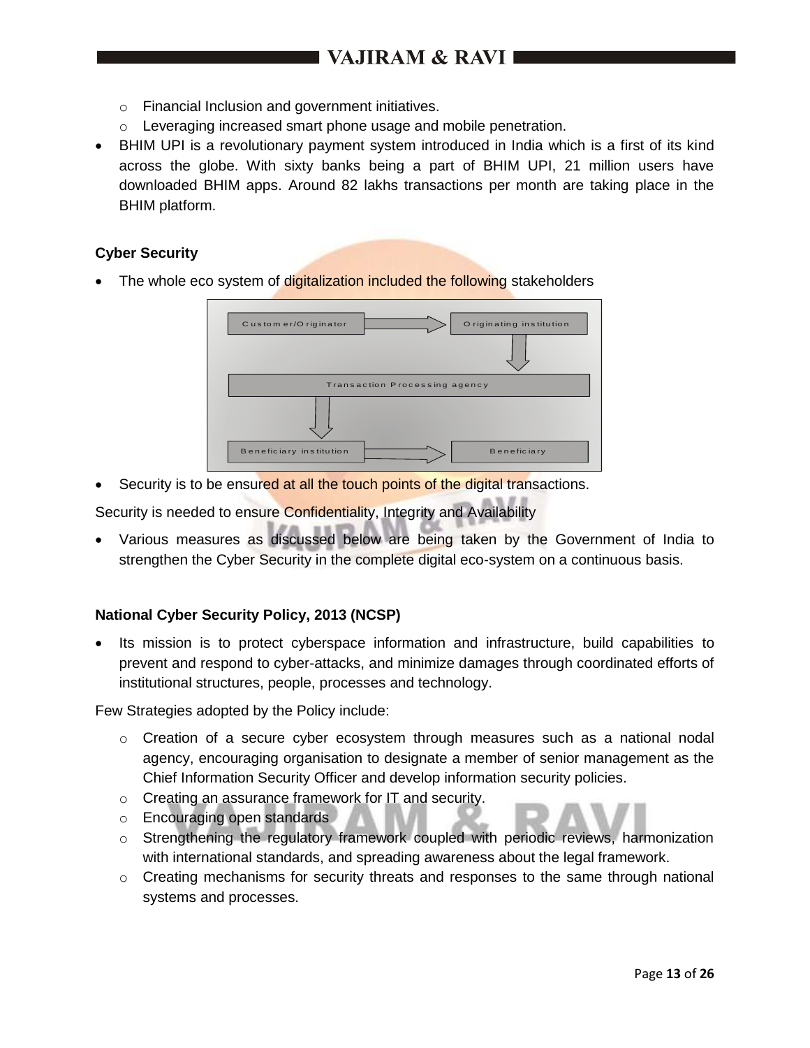- Financial Inclusion and government initiatives.
- Leveraging increased smart phone usage and mobile penetration.

- BHIM UPI is a revolutionary payment system introduced in India which is a first of its kind across the globe. With sixty banks being a part of BHIM UPI, 21 million users have downloaded BHIM apps. Around 82 lakhs transactions per month are taking place in the BHIM platform.

**Cyber Security**

- The whole eco system of digitalization included the following stakeholders

Customer/Originator → Originating institution → Transaction Processing agency → Beneficiary institution → Beneficiary

- Security is to be ensured at all the touch points of the digital transactions.

Security is needed to ensure Confidentiality, Integrity and Availability

- Various measures as discussed below are being taken by the Government of India to strengthen the Cyber Security in the complete digital eco-system on a continuous basis.

**National Cyber Security Policy, 2013 (NCSP)**

- Its mission is to protect cyberspace information and infrastructure, build capabilities to prevent and respond to cyber-attacks, and minimize damages through coordinated efforts of institutional structures, people, processes and technology.

Few Strategies adopted by the Policy include:

- Creation of a secure cyber ecosystem through measures such as a national nodal agency, encouraging organisation to designate a member of senior management as the Chief Information Security Officer and develop information security policies.
- Creating an assurance framework for IT and security.
- Encouraging open standards
- Strengthening the regulatory framework coupled with periodic reviews, harmonization with international standards, and spreading awareness about the legal framework.
- Creating mechanisms for security threats and responses to the same through national systems and processes.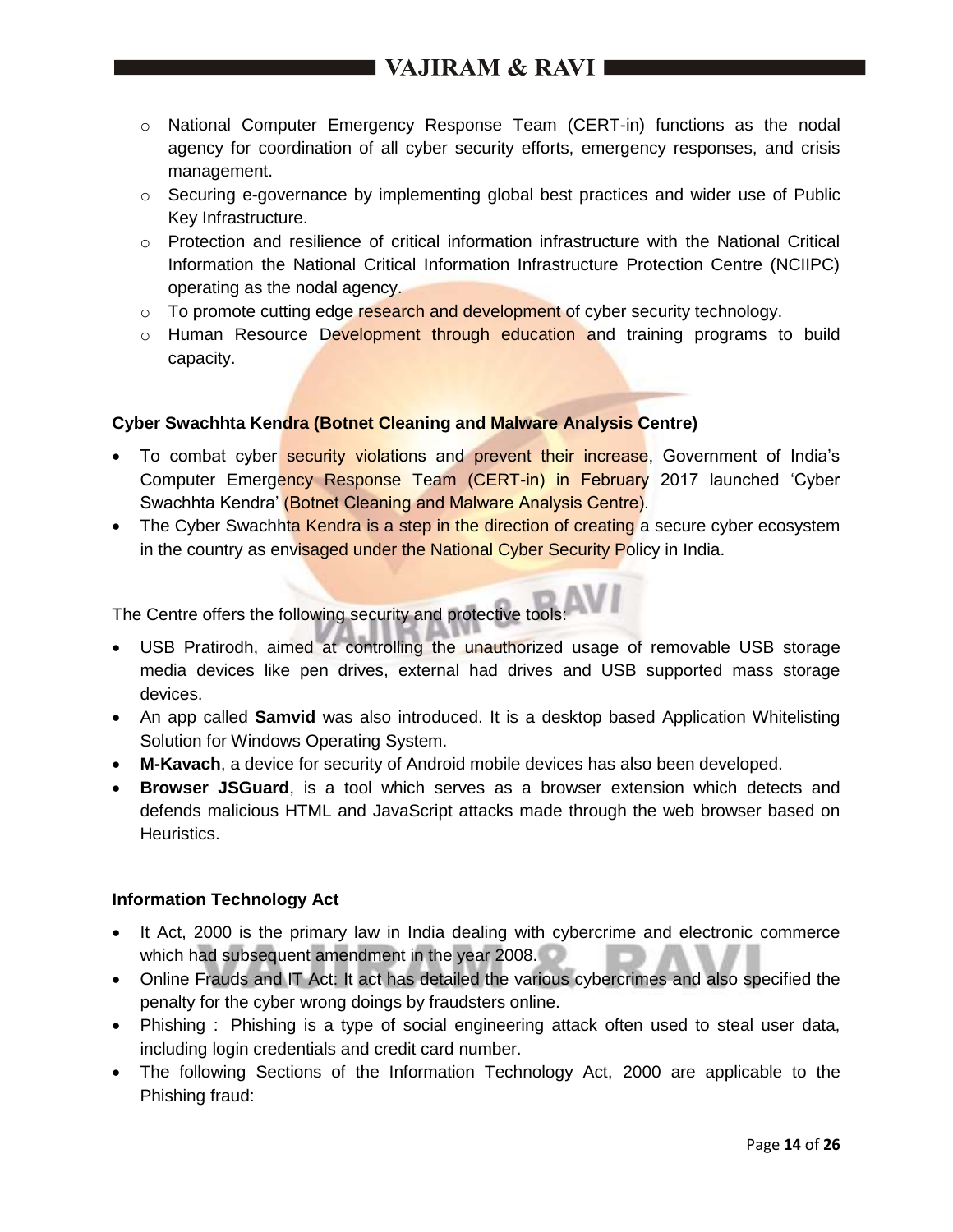- National Computer Emergency Response Team (CERT-in) functions as the nodal agency for coordination of all cyber security efforts, emergency responses, and crisis management.
- Securing e-governance by implementing global best practices and wider use of Public Key Infrastructure.
- Protection and resilience of critical information infrastructure with the National Critical Information the National Critical Information Infrastructure Protection Centre (NCIIPC) operating as the nodal agency.
- To promote cutting edge research and development of cyber security technology.
- Human Resource Development through education and training programs to build capacity.

**Cyber Swachhta Kendra (Botnet Cleaning and Malware Analysis Centre)**

- To combat cyber security violations and prevent their increase, Government of India's Computer Emergency Response Team (CERT-in) in February 2017 launched 'Cyber Swachhta Kendra' (Botnet Cleaning and Malware Analysis Centre).
- The Cyber Swachhta Kendra is a step in the direction of creating a secure cyber ecosystem in the country as envisaged under the National Cyber Security Policy in India.

The Centre offers the following security and protective tools:

- USB Pratirodh, aimed at controlling the unauthorized usage of removable USB storage media devices like pen drives, external had drives and USB supported mass storage devices.
- An app called **Samvid** was also introduced. It is a desktop based Application Whitelisting Solution for Windows Operating System.
- **M-Kavach**, a device for security of Android mobile devices has also been developed.
- **Browser JSGuard**, is a tool which serves as a browser extension which detects and defends malicious HTML and JavaScript attacks made through the web browser based on Heuristics.

**Information Technology Act**

- It Act, 2000 is the primary law in India dealing with cybercrime and electronic commerce which had subsequent amendment in the year 2008.
- Online Frauds and IT Act: It act has detailed the various cybercrimes and also specified the penalty for the cyber wrong doings by fraudsters online.
- Phishing : Phishing is a type of social engineering attack often used to steal user data, including login credentials and credit card number.
- The following Sections of the Information Technology Act, 2000 are applicable to the Phishing fraud: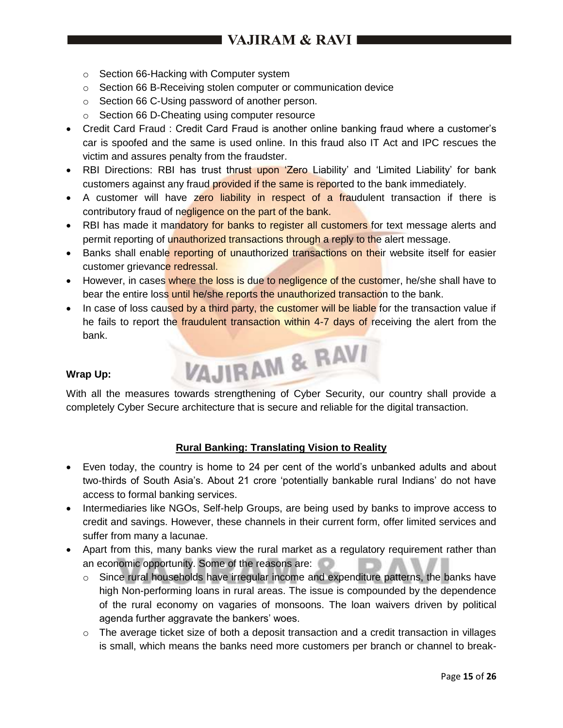- Section 66-Hacking with Computer system
  - Section 66 B-Receiving stolen computer or communication device
  - Section 66 C-Using password of another person.
  - Section 66 D-Cheating using computer resource
- Credit Card Fraud : Credit Card Fraud is another online banking fraud where a customer's car is spoofed and the same is used online. In this fraud also IT Act and IPC rescues the victim and assures penalty from the fraudster.
- RBI Directions: RBI has trust thrust upon 'Zero Liability' and 'Limited Liability' for bank customers against any fraud provided if the same is reported to the bank immediately.
- A customer will have zero liability in respect of a fraudulent transaction if there is contributory fraud of negligence on the part of the bank.
- RBI has made it mandatory for banks to register all customers for text message alerts and permit reporting of unauthorized transactions through a reply to the alert message.
- Banks shall enable reporting of unauthorized transactions on their website itself for easier customer grievance redressal.
- However, in cases where the loss is due to negligence of the customer, he/she shall have to bear the entire loss until he/she reports the unauthorized transaction to the bank.
- In case of loss caused by a third party, the customer will be liable for the transaction value if he fails to report the fraudulent transaction within 4-7 days of receiving the alert from the bank.

**Wrap Up:**

With all the measures towards strengthening of Cyber Security, our country shall provide a completely Cyber Secure architecture that is secure and reliable for the digital transaction.

## Rural Banking: Translating Vision to Reality

- Even today, the country is home to 24 per cent of the world's unbanked adults and about two-thirds of South Asia's. About 21 crore 'potentially bankable rural Indians' do not have access to formal banking services.
- Intermediaries like NGOs, Self-help Groups, are being used by banks to improve access to credit and savings. However, these channels in their current form, offer limited services and suffer from many a lacunae.
- Apart from this, many banks view the rural market as a regulatory requirement rather than an economic opportunity. Some of the reasons are:
  - Since rural households have irregular income and expenditure patterns, the banks have high Non-performing loans in rural areas. The issue is compounded by the dependence of the rural economy on vagaries of monsoons. The loan waivers driven by political agenda further aggravate the bankers' woes.
  - The average ticket size of both a deposit transaction and a credit transaction in villages is small, which means the banks need more customers per branch or channel to break-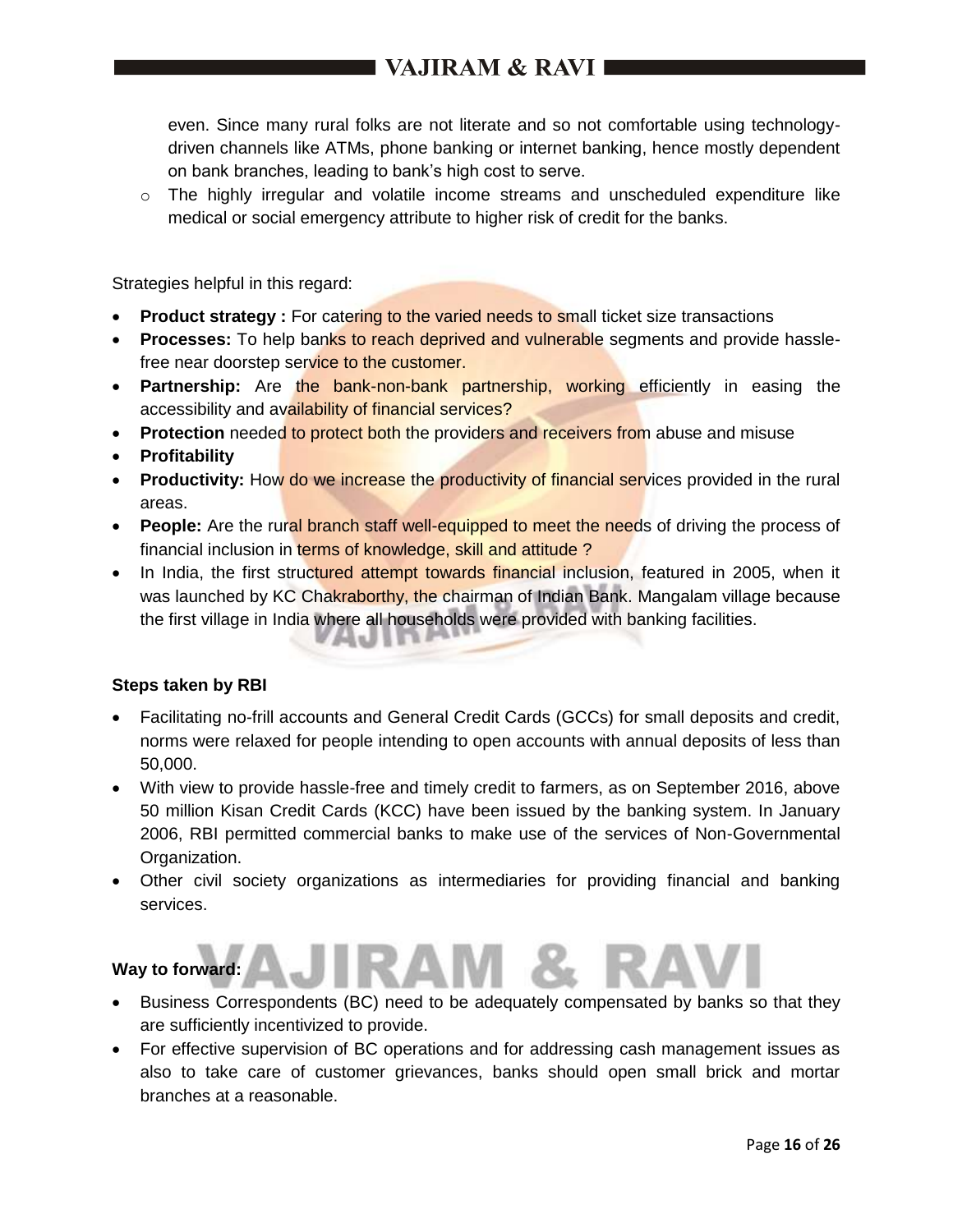even. Since many rural folks are not literate and so not comfortable using technology-driven channels like ATMs, phone banking or internet banking, hence mostly dependent on bank branches, leading to bank's high cost to serve.

- The highly irregular and volatile income streams and unscheduled expenditure like medical or social emergency attribute to higher risk of credit for the banks.

Strategies helpful in this regard:

- **Product strategy :** For catering to the varied needs to small ticket size transactions
- **Processes:** To help banks to reach deprived and vulnerable segments and provide hassle-free near doorstep service to the customer.
- **Partnership:** Are the bank-non-bank partnership, working efficiently in easing the accessibility and availability of financial services?
- **Protection** needed to protect both the providers and receivers from abuse and misuse
- **Profitability**
- **Productivity:** How do we increase the productivity of financial services provided in the rural areas.
- **People:** Are the rural branch staff well-equipped to meet the needs of driving the process of financial inclusion in terms of knowledge, skill and attitude ?
- In India, the first structured attempt towards financial inclusion, featured in 2005, when it was launched by KC Chakraborthy, the chairman of Indian Bank. Mangalam village because the first village in India where all households were provided with banking facilities.

**Steps taken by RBI**

- Facilitating no-frill accounts and General Credit Cards (GCCs) for small deposits and credit, norms were relaxed for people intending to open accounts with annual deposits of less than 50,000.
- With view to provide hassle-free and timely credit to farmers, as on September 2016, above 50 million Kisan Credit Cards (KCC) have been issued by the banking system. In January 2006, RBI permitted commercial banks to make use of the services of Non-Governmental Organization.
- Other civil society organizations as intermediaries for providing financial and banking services.

**Way to forward:**

- Business Correspondents (BC) need to be adequately compensated by banks so that they are sufficiently incentivized to provide.
- For effective supervision of BC operations and for addressing cash management issues as also to take care of customer grievances, banks should open small brick and mortar branches at a reasonable.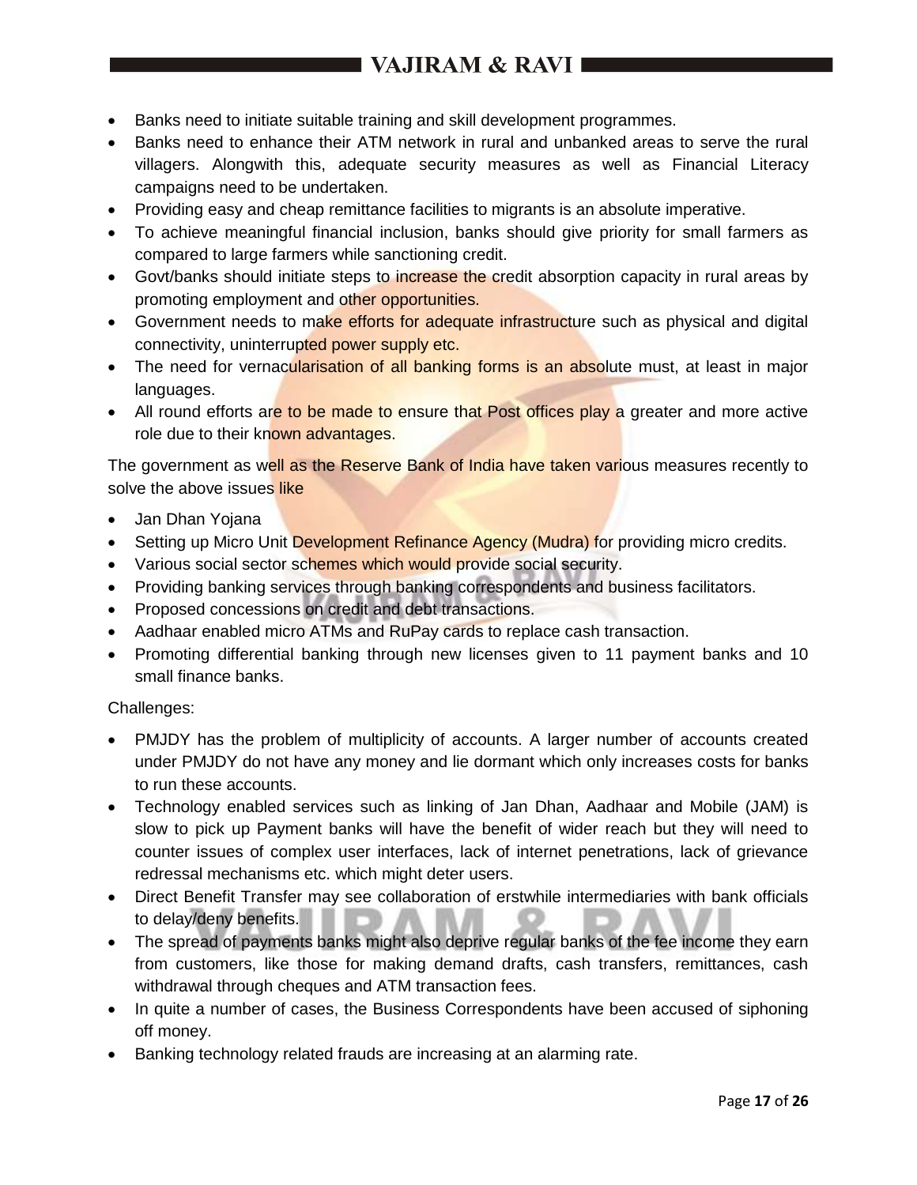- Banks need to initiate suitable training and skill development programmes.
- Banks need to enhance their ATM network in rural and unbanked areas to serve the rural villagers. Alongwith this, adequate security measures as well as Financial Literacy campaigns need to be undertaken.
- Providing easy and cheap remittance facilities to migrants is an absolute imperative.
- To achieve meaningful financial inclusion, banks should give priority for small farmers as compared to large farmers while sanctioning credit.
- Govt/banks should initiate steps to increase the credit absorption capacity in rural areas by promoting employment and other opportunities.
- Government needs to make efforts for adequate infrastructure such as physical and digital connectivity, uninterrupted power supply etc.
- The need for vernacularisation of all banking forms is an absolute must, at least in major languages.
- All round efforts are to be made to ensure that Post offices play a greater and more active role due to their known advantages.

The government as well as the Reserve Bank of India have taken various measures recently to solve the above issues like

- Jan Dhan Yojana
- Setting up Micro Unit Development Refinance Agency (Mudra) for providing micro credits.
- Various social sector schemes which would provide social security.
- Providing banking services through banking correspondents and business facilitators.
- Proposed concessions on credit and debt transactions.
- Aadhaar enabled micro ATMs and RuPay cards to replace cash transaction.
- Promoting differential banking through new licenses given to 11 payment banks and 10 small finance banks.

Challenges:

- PMJDY has the problem of multiplicity of accounts. A larger number of accounts created under PMJDY do not have any money and lie dormant which only increases costs for banks to run these accounts.
- Technology enabled services such as linking of Jan Dhan, Aadhaar and Mobile (JAM) is slow to pick up Payment banks will have the benefit of wider reach but they will need to counter issues of complex user interfaces, lack of internet penetrations, lack of grievance redressal mechanisms etc. which might deter users.
- Direct Benefit Transfer may see collaboration of erstwhile intermediaries with bank officials to delay/deny benefits.
- The spread of payments banks might also deprive regular banks of the fee income they earn from customers, like those for making demand drafts, cash transfers, remittances, cash withdrawal through cheques and ATM transaction fees.
- In quite a number of cases, the Business Correspondents have been accused of siphoning off money.
- Banking technology related frauds are increasing at an alarming rate.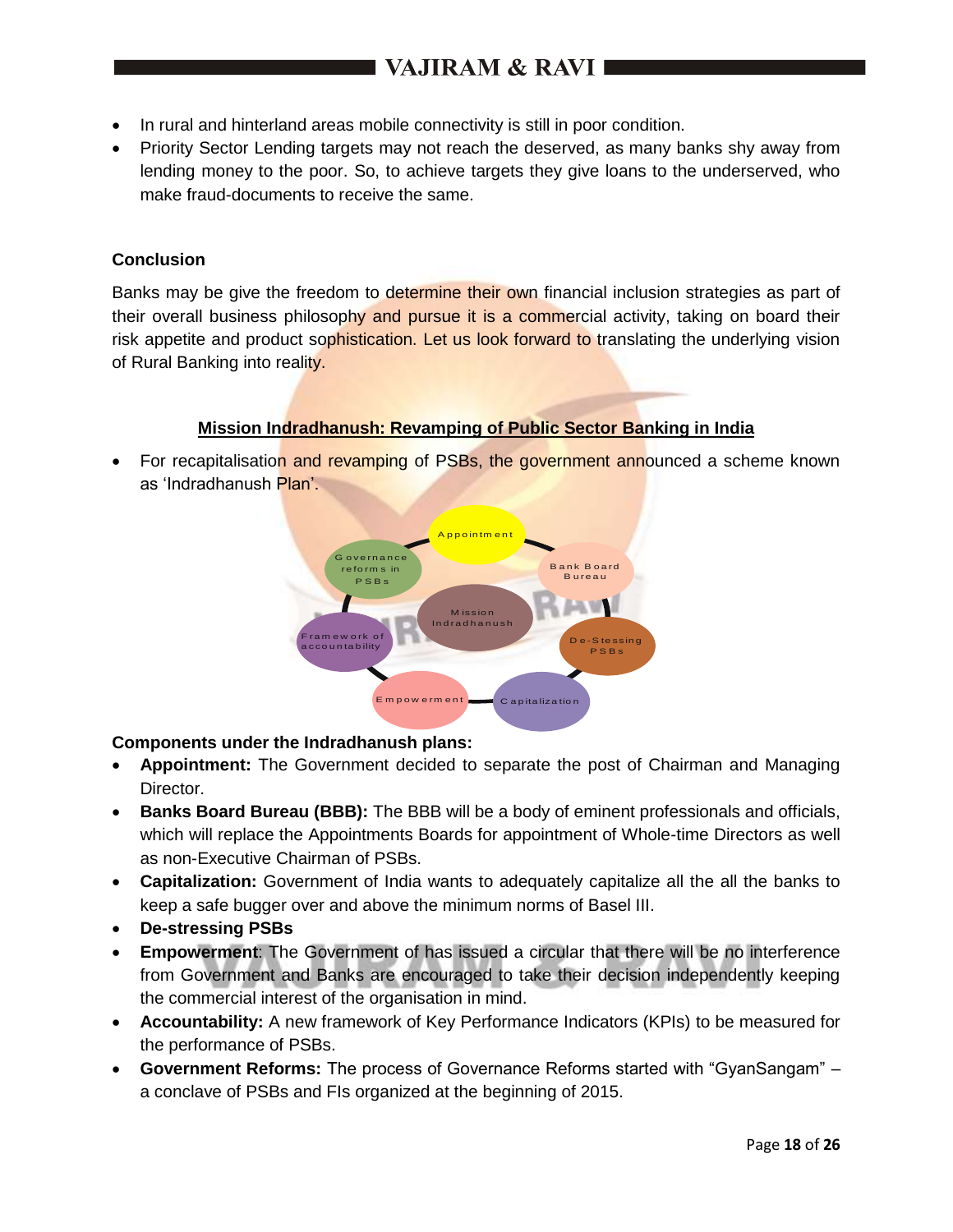- In rural and hinterland areas mobile connectivity is still in poor condition.
- Priority Sector Lending targets may not reach the deserved, as many banks shy away from lending money to the poor. So, to achieve targets they give loans to the underserved, who make fraud-documents to receive the same.

**Conclusion**

Banks may be give the freedom to determine their own financial inclusion strategies as part of their overall business philosophy and pursue it is a commercial activity, taking on board their risk appetite and product sophistication. Let us look forward to translating the underlying vision of Rural Banking into reality.

## Mission Indradhanush: Revamping of Public Sector Banking in India

- For recapitalisation and revamping of PSBs, the government announced a scheme known as 'Indradhanush Plan'.

Mission Indradhanush: Appointment; Bank Board Bureau; De-Stessing PSBs; Capitalization; Empowerment; Framework of accountability; Governance reforms in PSBs

**Components under the Indradhanush plans:**

- **Appointment:** The Government decided to separate the post of Chairman and Managing Director.
- **Banks Board Bureau (BBB):** The BBB will be a body of eminent professionals and officials, which will replace the Appointments Boards for appointment of Whole-time Directors as well as non-Executive Chairman of PSBs.
- **Capitalization:** Government of India wants to adequately capitalize all the all the banks to keep a safe bugger over and above the minimum norms of Basel III.
- **De-stressing PSBs**
- **Empowerment**: The Government of has issued a circular that there will be no interference from Government and Banks are encouraged to take their decision independently keeping the commercial interest of the organisation in mind.
- **Accountability:** A new framework of Key Performance Indicators (KPIs) to be measured for the performance of PSBs.
- **Government Reforms:** The process of Governance Reforms started with "GyanSangam" – a conclave of PSBs and FIs organized at the beginning of 2015.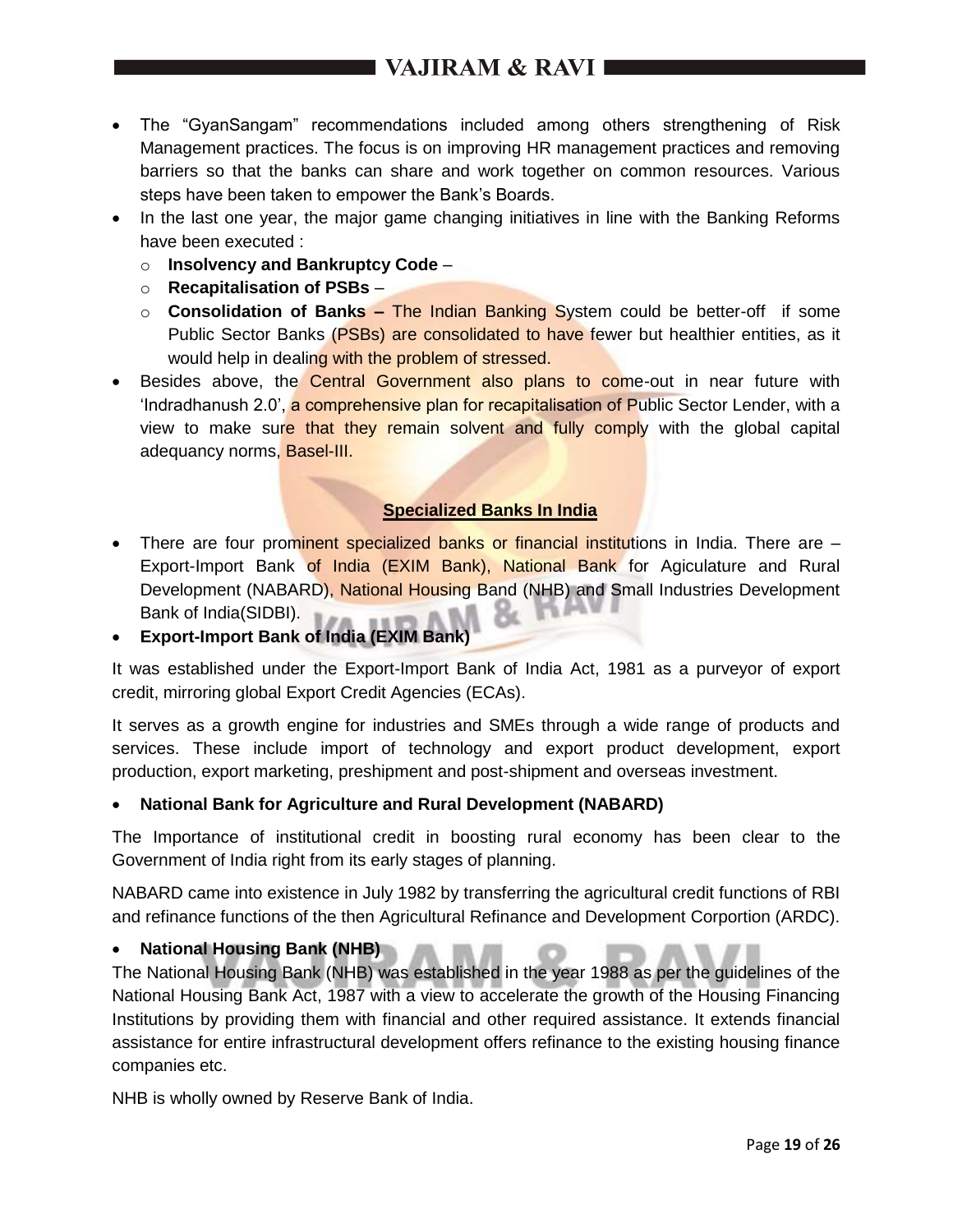- The "GyanSangam" recommendations included among others strengthening of Risk Management practices. The focus is on improving HR management practices and removing barriers so that the banks can share and work together on common resources. Various steps have been taken to empower the Bank's Boards.
- In the last one year, the major game changing initiatives in line with the Banking Reforms have been executed :
  - **Insolvency and Bankruptcy Code** –
  - **Recapitalisation of PSBs** –
  - **Consolidation of Banks –** The Indian Banking System could be better-off if some Public Sector Banks (PSBs) are consolidated to have fewer but healthier entities, as it would help in dealing with the problem of stressed.
- Besides above, the Central Government also plans to come-out in near future with 'Indradhanush 2.0', a comprehensive plan for recapitalisation of Public Sector Lender, with a view to make sure that they remain solvent and fully comply with the global capital adequancy norms, Basel-III.

## Specialized Banks In India

- There are four prominent specialized banks or financial institutions in India. There are – Export-Import Bank of India (EXIM Bank), National Bank for Agiculature and Rural Development (NABARD), National Housing Band (NHB) and Small Industries Development Bank of India(SIDBI).
- **Export-Import Bank of India (EXIM Bank)**

It was established under the Export-Import Bank of India Act, 1981 as a purveyor of export credit, mirroring global Export Credit Agencies (ECAs).

It serves as a growth engine for industries and SMEs through a wide range of products and services. These include import of technology and export product development, export production, export marketing, preshipment and post-shipment and overseas investment.

- **National Bank for Agriculture and Rural Development (NABARD)**

The Importance of institutional credit in boosting rural economy has been clear to the Government of India right from its early stages of planning.

NABARD came into existence in July 1982 by transferring the agricultural credit functions of RBI and refinance functions of the then Agricultural Refinance and Development Corportion (ARDC).

- **National Housing Bank (NHB)**

The National Housing Bank (NHB) was established in the year 1988 as per the guidelines of the National Housing Bank Act, 1987 with a view to accelerate the growth of the Housing Financing Institutions by providing them with financial and other required assistance. It extends financial assistance for entire infrastructural development offers refinance to the existing housing finance companies etc.

NHB is wholly owned by Reserve Bank of India.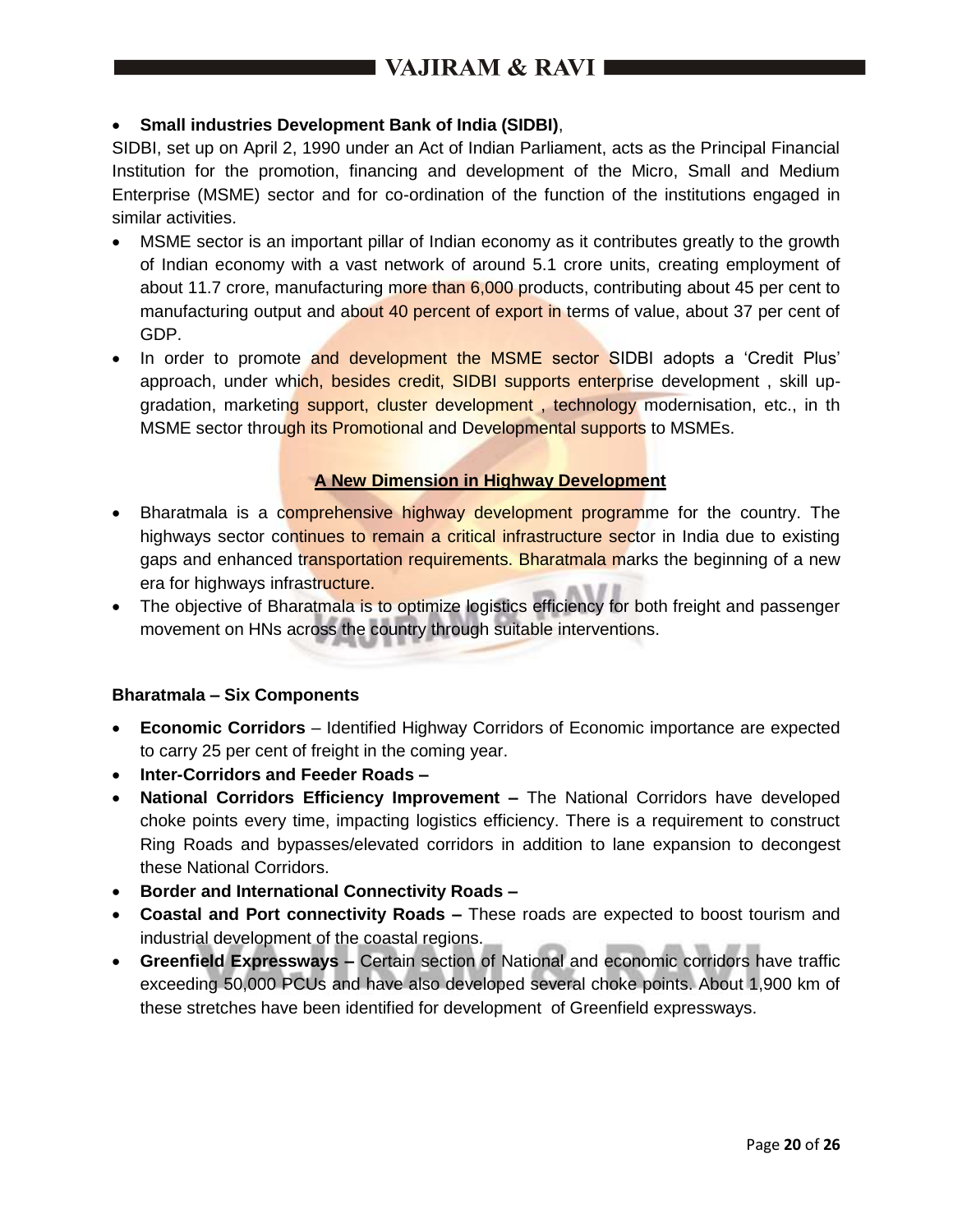- **Small industries Development Bank of India (SIDBI)**,

SIDBI, set up on April 2, 1990 under an Act of Indian Parliament, acts as the Principal Financial Institution for the promotion, financing and development of the Micro, Small and Medium Enterprise (MSME) sector and for co-ordination of the function of the institutions engaged in similar activities.

- MSME sector is an important pillar of Indian economy as it contributes greatly to the growth of Indian economy with a vast network of around 5.1 crore units, creating employment of about 11.7 crore, manufacturing more than 6,000 products, contributing about 45 per cent to manufacturing output and about 40 percent of export in terms of value, about 37 per cent of GDP.
- In order to promote and development the MSME sector SIDBI adopts a 'Credit Plus' approach, under which, besides credit, SIDBI supports enterprise development , skill up-gradation, marketing support, cluster development , technology modernisation, etc., in th MSME sector through its Promotional and Developmental supports to MSMEs.

## A New Dimension in Highway Development

- Bharatmala is a comprehensive highway development programme for the country. The highways sector continues to remain a critical infrastructure sector in India due to existing gaps and enhanced transportation requirements. Bharatmala marks the beginning of a new era for highways infrastructure.
- The objective of Bharatmala is to optimize logistics efficiency for both freight and passenger movement on HNs across the country through suitable interventions.

**Bharatmala – Six Components**

- **Economic Corridors** – Identified Highway Corridors of Economic importance are expected to carry 25 per cent of freight in the coming year.
- **Inter-Corridors and Feeder Roads –**
- **National Corridors Efficiency Improvement –** The National Corridors have developed choke points every time, impacting logistics efficiency. There is a requirement to construct Ring Roads and bypasses/elevated corridors in addition to lane expansion to decongest these National Corridors.
- **Border and International Connectivity Roads –**
- **Coastal and Port connectivity Roads –** These roads are expected to boost tourism and industrial development of the coastal regions.
- **Greenfield Expressways –** Certain section of National and economic corridors have traffic exceeding 50,000 PCUs and have also developed several choke points. About 1,900 km of these stretches have been identified for development of Greenfield expressways.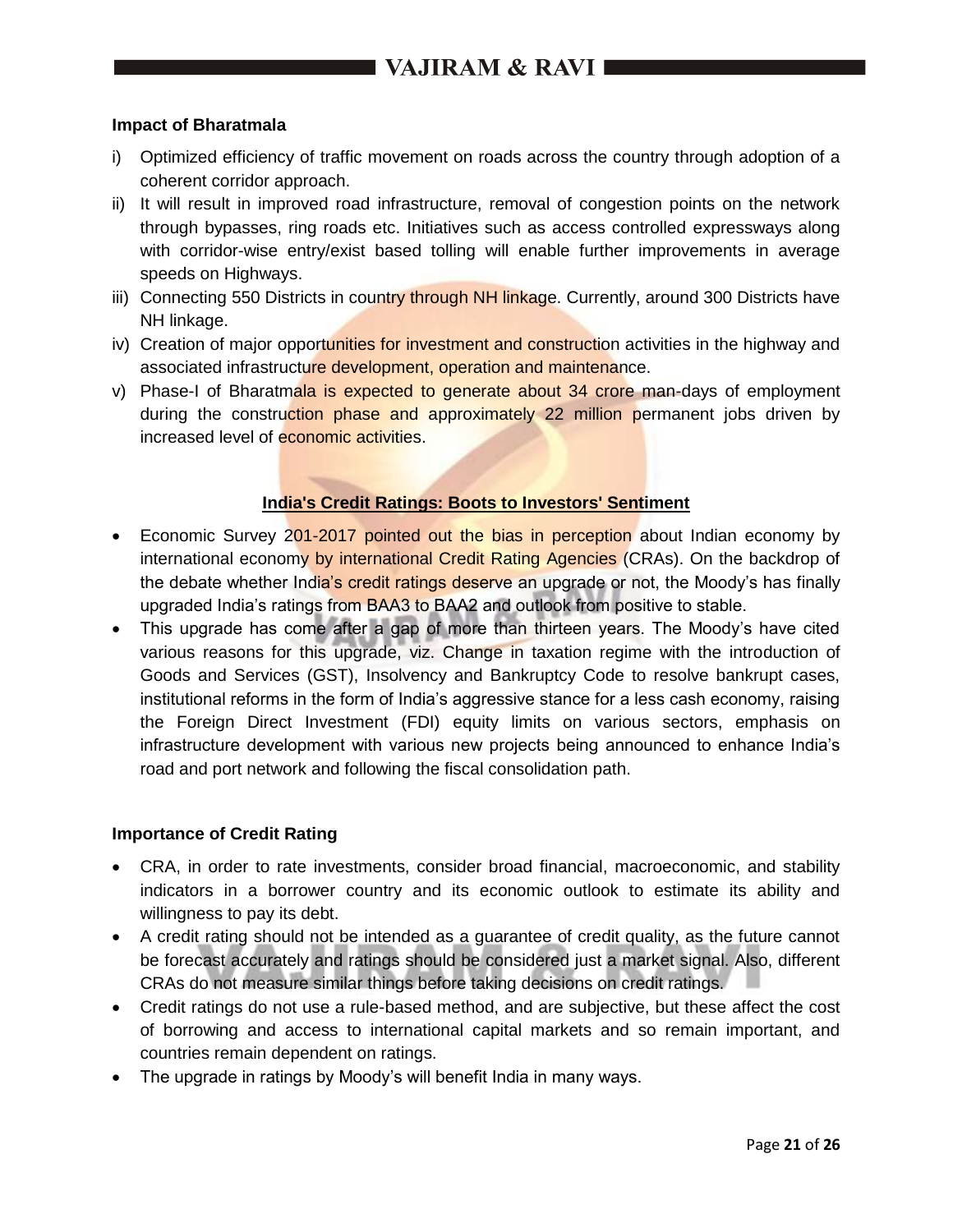**Impact of Bharatmala**

i) Optimized efficiency of traffic movement on roads across the country through adoption of a coherent corridor approach.

ii) It will result in improved road infrastructure, removal of congestion points on the network through bypasses, ring roads etc. Initiatives such as access controlled expressways along with corridor-wise entry/exist based tolling will enable further improvements in average speeds on Highways.

iii) Connecting 550 Districts in country through NH linkage. Currently, around 300 Districts have NH linkage.

iv) Creation of major opportunities for investment and construction activities in the highway and associated infrastructure development, operation and maintenance.

v) Phase-I of Bharatmala is expected to generate about 34 crore man-days of employment during the construction phase and approximately 22 million permanent jobs driven by increased level of economic activities.

## India's Credit Ratings: Boots to Investors' Sentiment

- Economic Survey 201-2017 pointed out the bias in perception about Indian economy by international economy by international Credit Rating Agencies (CRAs). On the backdrop of the debate whether India's credit ratings deserve an upgrade or not, the Moody's has finally upgraded India's ratings from BAA3 to BAA2 and outlook from positive to stable.
- This upgrade has come after a gap of more than thirteen years. The Moody's have cited various reasons for this upgrade, viz. Change in taxation regime with the introduction of Goods and Services (GST), Insolvency and Bankruptcy Code to resolve bankrupt cases, institutional reforms in the form of India's aggressive stance for a less cash economy, raising the Foreign Direct Investment (FDI) equity limits on various sectors, emphasis on infrastructure development with various new projects being announced to enhance India's road and port network and following the fiscal consolidation path.

**Importance of Credit Rating**

- CRA, in order to rate investments, consider broad financial, macroeconomic, and stability indicators in a borrower country and its economic outlook to estimate its ability and willingness to pay its debt.
- A credit rating should not be intended as a guarantee of credit quality, as the future cannot be forecast accurately and ratings should be considered just a market signal. Also, different CRAs do not measure similar things before taking decisions on credit ratings.
- Credit ratings do not use a rule-based method, and are subjective, but these affect the cost of borrowing and access to international capital markets and so remain important, and countries remain dependent on ratings.
- The upgrade in ratings by Moody's will benefit India in many ways.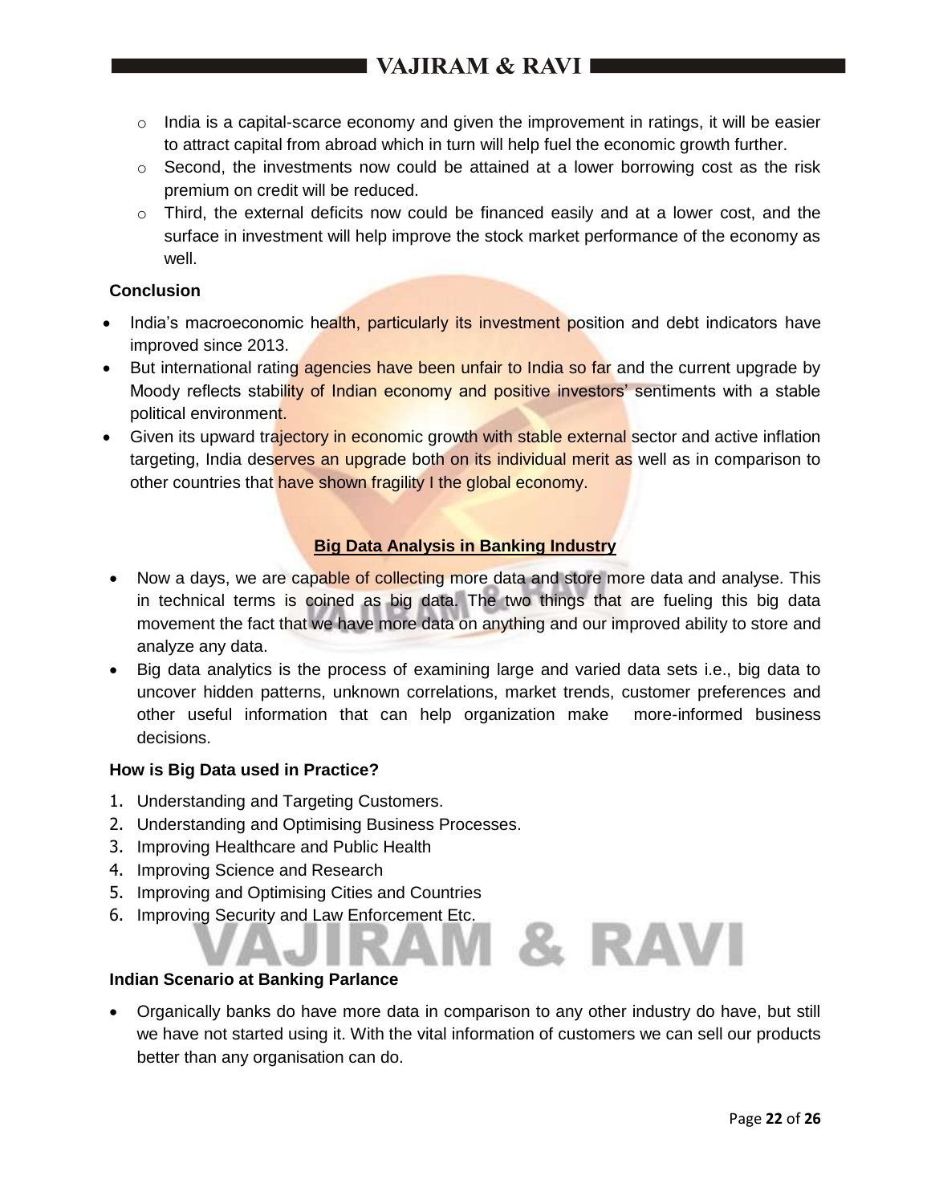- India is a capital-scarce economy and given the improvement in ratings, it will be easier to attract capital from abroad which in turn will help fuel the economic growth further.
- Second, the investments now could be attained at a lower borrowing cost as the risk premium on credit will be reduced.
- Third, the external deficits now could be financed easily and at a lower cost, and the surface in investment will help improve the stock market performance of the economy as well.

**Conclusion**

- India's macroeconomic health, particularly its investment position and debt indicators have improved since 2013.
- But international rating agencies have been unfair to India so far and the current upgrade by Moody reflects stability of Indian economy and positive investors' sentiments with a stable political environment.
- Given its upward trajectory in economic growth with stable external sector and active inflation targeting, India deserves an upgrade both on its individual merit as well as in comparison to other countries that have shown fragility I the global economy.

## Big Data Analysis in Banking Industry

- Now a days, we are capable of collecting more data and store more data and analyse. This in technical terms is coined as big data. The two things that are fueling this big data movement the fact that we have more data on anything and our improved ability to store and analyze any data.
- Big data analytics is the process of examining large and varied data sets i.e., big data to uncover hidden patterns, unknown correlations, market trends, customer preferences and other useful information that can help organization make more-informed business decisions.

**How is Big Data used in Practice?**

1. Understanding and Targeting Customers.
2. Understanding and Optimising Business Processes.
3. Improving Healthcare and Public Health
4. Improving Science and Research
5. Improving and Optimising Cities and Countries
6. Improving Security and Law Enforcement Etc.

**Indian Scenario at Banking Parlance**

- Organically banks do have more data in comparison to any other industry do have, but still we have not started using it. With the vital information of customers we can sell our products better than any organisation can do.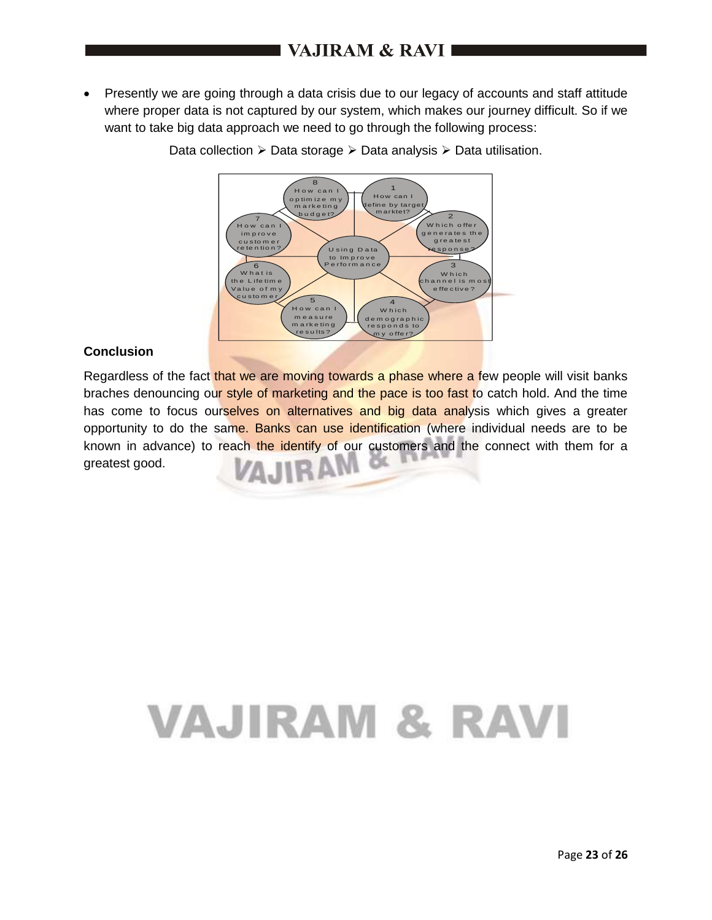- Presently we are going through a data crisis due to our legacy of accounts and staff attitude where proper data is not captured by our system, which makes our journey difficult. So if we want to take big data approach we need to go through the following process:

Data collection ➢ Data storage ➢ Data analysis ➢ Data utilisation.

Using Data to Improve Performance

1. How can I define by target marktet?
2. Which offer generates the greatest response?
3. Which channel is most effective?
4. Which demographic responds to my offer?
5. How can I measure marketing results?
6. What is the Lifetime Value of my customer
7. How can I improve customer retention?
8. How can I optimize my marketing budget?

**Conclusion**

Regardless of the fact that we are moving towards a phase where a few people will visit banks braches denouncing our style of marketing and the pace is too fast to catch hold. And the time has come to focus ourselves on alternatives and big data analysis which gives a greater opportunity to do the same. Banks can use identification (where individual needs are to be known in advance) to reach the identify of our customers and the connect with them for a greatest good.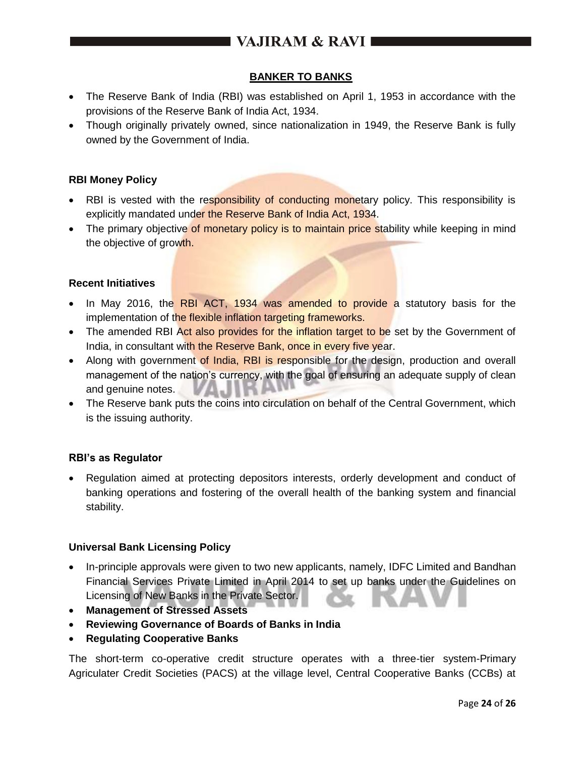## BANKER TO BANKS

- The Reserve Bank of India (RBI) was established on April 1, 1953 in accordance with the provisions of the Reserve Bank of India Act, 1934.
- Though originally privately owned, since nationalization in 1949, the Reserve Bank is fully owned by the Government of India.

### RBI Money Policy

- RBI is vested with the responsibility of conducting monetary policy. This responsibility is explicitly mandated under the Reserve Bank of India Act, 1934.
- The primary objective of monetary policy is to maintain price stability while keeping in mind the objective of growth.

### Recent Initiatives

- In May 2016, the RBI ACT, 1934 was amended to provide a statutory basis for the implementation of the flexible inflation targeting frameworks.
- The amended RBI Act also provides for the inflation target to be set by the Government of India, in consultant with the Reserve Bank, once in every five year.
- Along with government of India, RBI is responsible for the design, production and overall management of the nation's currency, with the goal of ensuring an adequate supply of clean and genuine notes.
- The Reserve bank puts the coins into circulation on behalf of the Central Government, which is the issuing authority.

### RBI's as Regulator

- Regulation aimed at protecting depositors interests, orderly development and conduct of banking operations and fostering of the overall health of the banking system and financial stability.

### Universal Bank Licensing Policy

- In-principle approvals were given to two new applicants, namely, IDFC Limited and Bandhan Financial Services Private Limited in April 2014 to set up banks under the Guidelines on Licensing of New Banks in the Private Sector.
- **Management of Stressed Assets**
- **Reviewing Governance of Boards of Banks in India**
- **Regulating Cooperative Banks**

The short-term co-operative credit structure operates with a three-tier system-Primary Agriculater Credit Societies (PACS) at the village level, Central Cooperative Banks (CCBs) at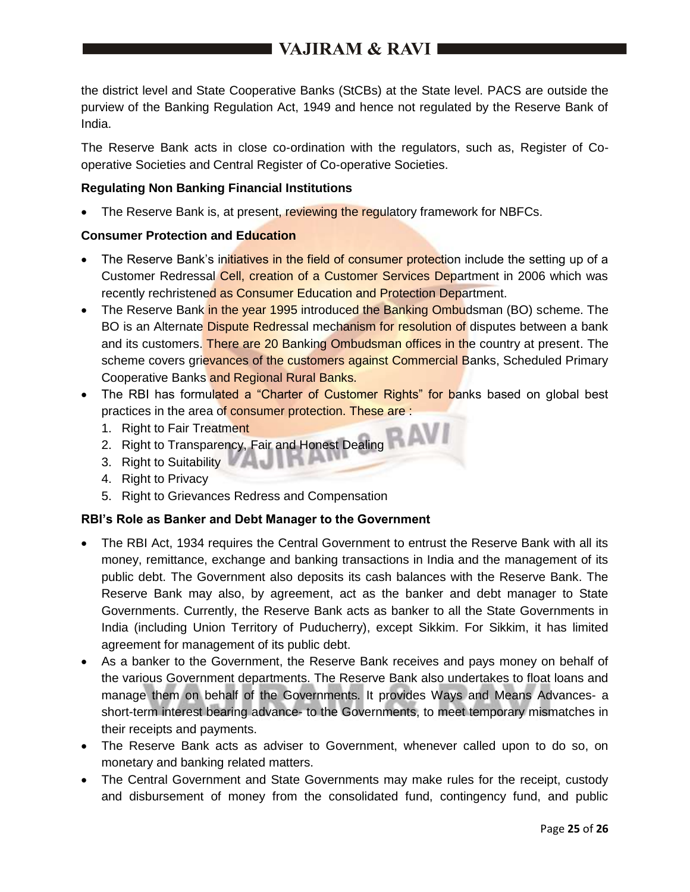the district level and State Cooperative Banks (StCBs) at the State level. PACS are outside the purview of the Banking Regulation Act, 1949 and hence not regulated by the Reserve Bank of India.

The Reserve Bank acts in close co-ordination with the regulators, such as, Register of Co-operative Societies and Central Register of Co-operative Societies.

**Regulating Non Banking Financial Institutions**

- The Reserve Bank is, at present, reviewing the regulatory framework for NBFCs.

**Consumer Protection and Education**

- The Reserve Bank's initiatives in the field of consumer protection include the setting up of a Customer Redressal Cell, creation of a Customer Services Department in 2006 which was recently rechristened as Consumer Education and Protection Department.
- The Reserve Bank in the year 1995 introduced the Banking Ombudsman (BO) scheme. The BO is an Alternate Dispute Redressal mechanism for resolution of disputes between a bank and its customers. There are 20 Banking Ombudsman offices in the country at present. The scheme covers grievances of the customers against Commercial Banks, Scheduled Primary Cooperative Banks and Regional Rural Banks.
- The RBI has formulated a "Charter of Customer Rights" for banks based on global best practices in the area of consumer protection. These are :
  1. Right to Fair Treatment
  2. Right to Transparency, Fair and Honest Dealing
  3. Right to Suitability
  4. Right to Privacy
  5. Right to Grievances Redress and Compensation

**RBI's Role as Banker and Debt Manager to the Government**

- The RBI Act, 1934 requires the Central Government to entrust the Reserve Bank with all its money, remittance, exchange and banking transactions in India and the management of its public debt. The Government also deposits its cash balances with the Reserve Bank. The Reserve Bank may also, by agreement, act as the banker and debt manager to State Governments. Currently, the Reserve Bank acts as banker to all the State Governments in India (including Union Territory of Puducherry), except Sikkim. For Sikkim, it has limited agreement for management of its public debt.
- As a banker to the Government, the Reserve Bank receives and pays money on behalf of the various Government departments. The Reserve Bank also undertakes to float loans and manage them on behalf of the Governments. It provides Ways and Means Advances- a short-term interest bearing advance- to the Governments, to meet temporary mismatches in their receipts and payments.
- The Reserve Bank acts as adviser to Government, whenever called upon to do so, on monetary and banking related matters.
- The Central Government and State Governments may make rules for the receipt, custody and disbursement of money from the consolidated fund, contingency fund, and public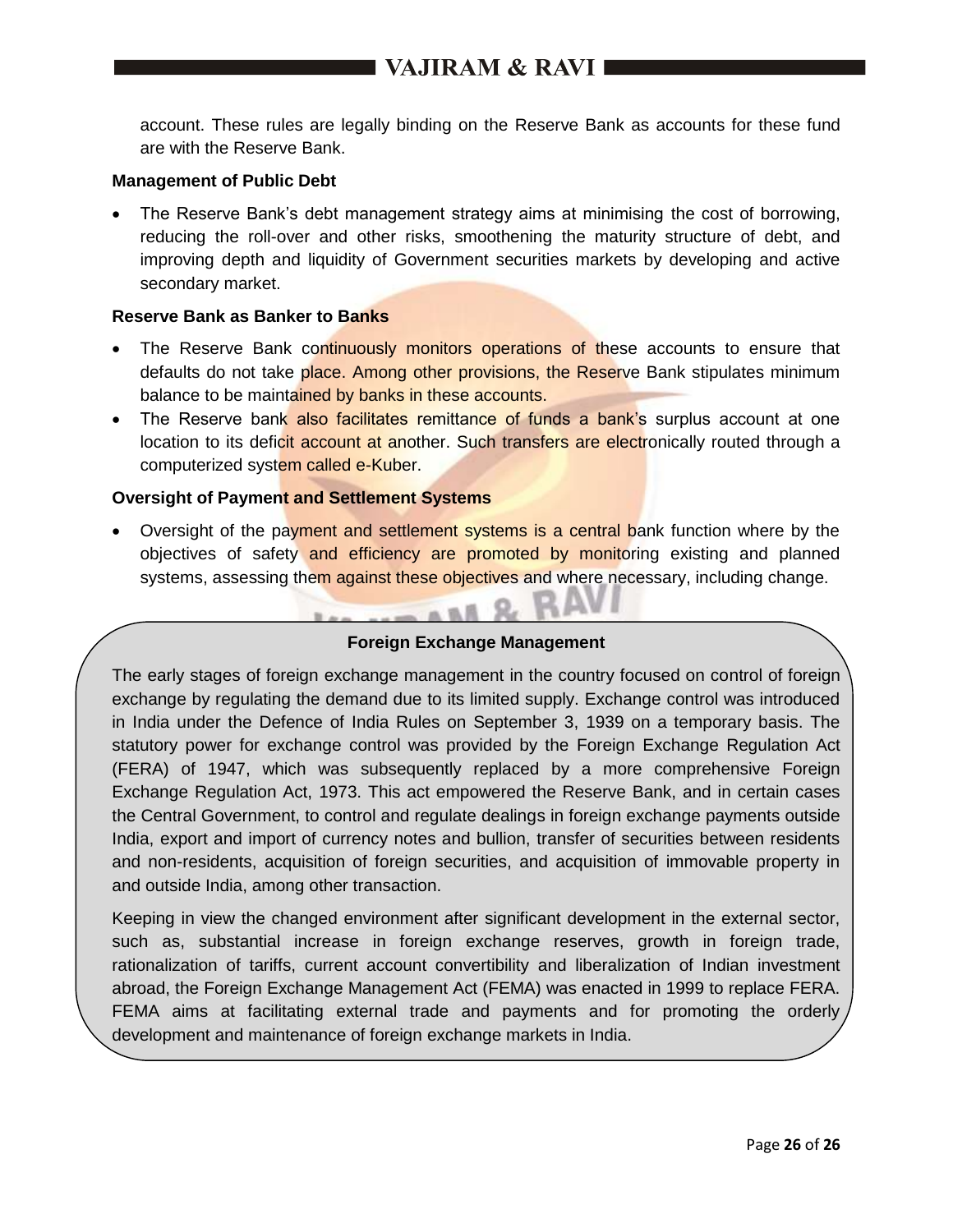account. These rules are legally binding on the Reserve Bank as accounts for these fund are with the Reserve Bank.

**Management of Public Debt**

- The Reserve Bank's debt management strategy aims at minimising the cost of borrowing, reducing the roll-over and other risks, smoothening the maturity structure of debt, and improving depth and liquidity of Government securities markets by developing and active secondary market.

**Reserve Bank as Banker to Banks**

- The Reserve Bank continuously monitors operations of these accounts to ensure that defaults do not take place. Among other provisions, the Reserve Bank stipulates minimum balance to be maintained by banks in these accounts.
- The Reserve bank also facilitates remittance of funds a bank's surplus account at one location to its deficit account at another. Such transfers are electronically routed through a computerized system called e-Kuber.

**Oversight of Payment and Settlement Systems**

- Oversight of the payment and settlement systems is a central bank function where by the objectives of safety and efficiency are promoted by monitoring existing and planned systems, assessing them against these objectives and where necessary, including change.

**Foreign Exchange Management**

The early stages of foreign exchange management in the country focused on control of foreign exchange by regulating the demand due to its limited supply. Exchange control was introduced in India under the Defence of India Rules on September 3, 1939 on a temporary basis. The statutory power for exchange control was provided by the Foreign Exchange Regulation Act (FERA) of 1947, which was subsequently replaced by a more comprehensive Foreign Exchange Regulation Act, 1973. This act empowered the Reserve Bank, and in certain cases the Central Government, to control and regulate dealings in foreign exchange payments outside India, export and import of currency notes and bullion, transfer of securities between residents and non-residents, acquisition of foreign securities, and acquisition of immovable property in and outside India, among other transaction.

Keeping in view the changed environment after significant development in the external sector, such as, substantial increase in foreign exchange reserves, growth in foreign trade, rationalization of tariffs, current account convertibility and liberalization of Indian investment abroad, the Foreign Exchange Management Act (FEMA) was enacted in 1999 to replace FERA. FEMA aims at facilitating external trade and payments and for promoting the orderly development and maintenance of foreign exchange markets in India.